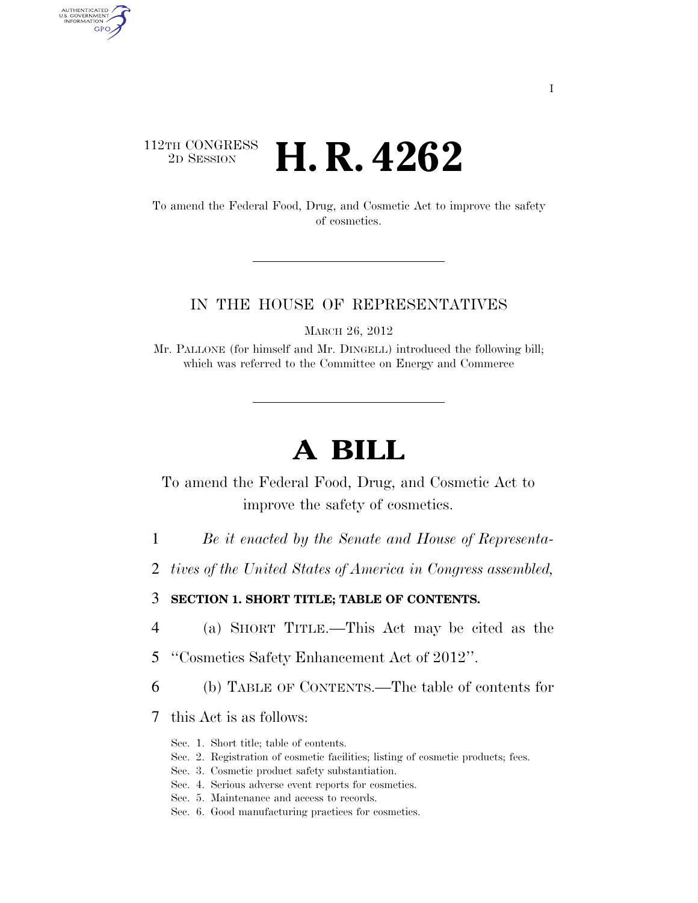I

112TH CONGRESS
2D SESSION

# H. R. 4262

To amend the Federal Food, Drug, and Cosmetic Act to improve the safety of cosmetics.

IN THE HOUSE OF REPRESENTATIVES

MARCH 26, 2012

Mr. PALLONE (for himself and Mr. DINGELL) introduced the following bill; which was referred to the Committee on Energy and Commerce

# A BILL

To amend the Federal Food, Drug, and Cosmetic Act to improve the safety of cosmetics.

1 *Be it enacted by the Senate and House of Representa-*
2 *tives of the United States of America in Congress assembled,*

3 **SECTION 1. SHORT TITLE; TABLE OF CONTENTS.**

4 (a) SHORT TITLE.—This Act may be cited as the
5 "Cosmetics Safety Enhancement Act of 2012".

6 (b) TABLE OF CONTENTS.—The table of contents for
7 this Act is as follows:

Sec. 1. Short title; table of contents.
Sec. 2. Registration of cosmetic facilities; listing of cosmetic products; fees.
Sec. 3. Cosmetic product safety substantiation.
Sec. 4. Serious adverse event reports for cosmetics.
Sec. 5. Maintenance and access to records.
Sec. 6. Good manufacturing practices for cosmetics.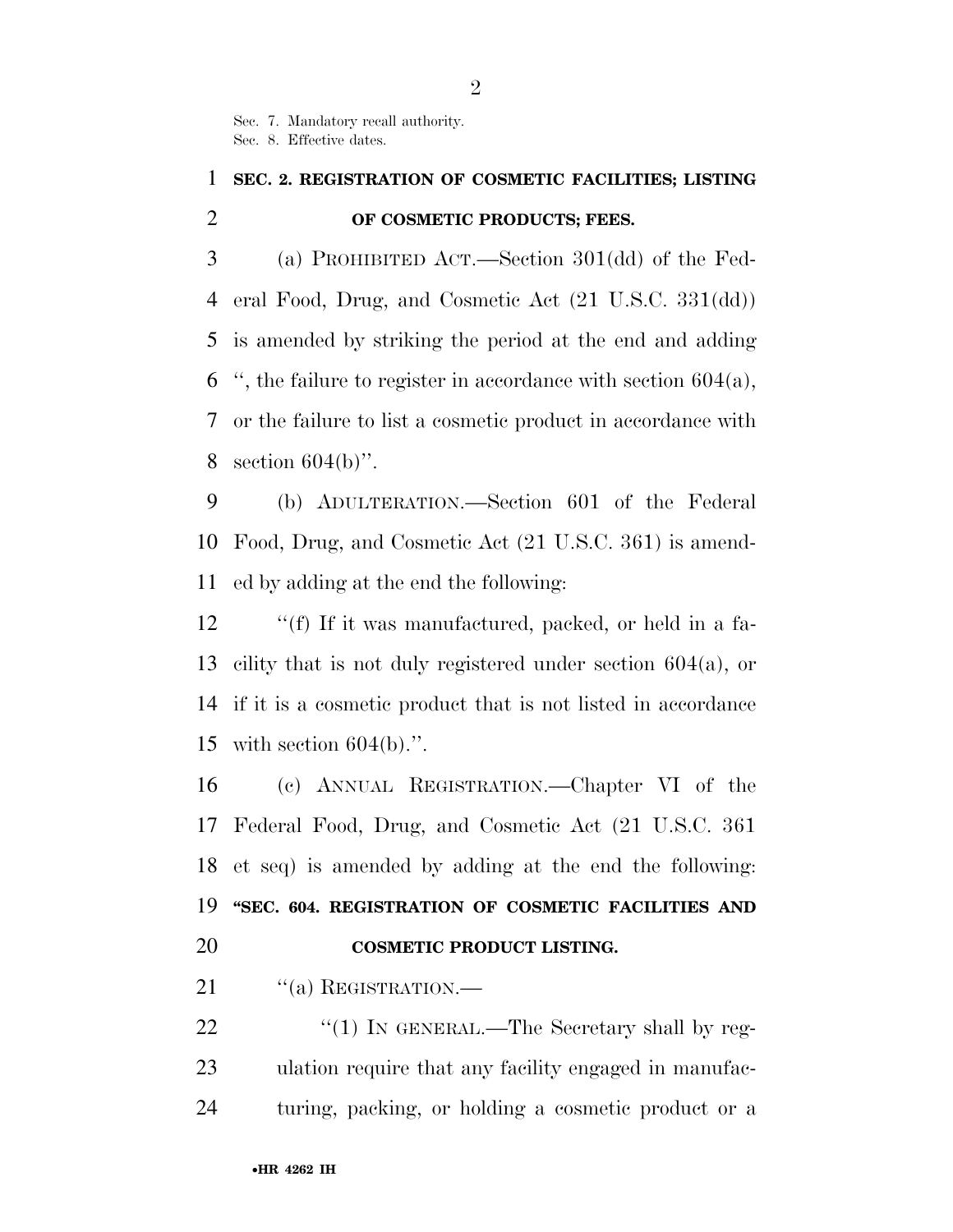Sec. 7. Mandatory recall authority.
Sec. 8. Effective dates.

**SEC. 2. REGISTRATION OF COSMETIC FACILITIES; LISTING OF COSMETIC PRODUCTS; FEES.**

(a) PROHIBITED ACT.—Section 301(dd) of the Federal Food, Drug, and Cosmetic Act (21 U.S.C. 331(dd)) is amended by striking the period at the end and adding '', the failure to register in accordance with section 604(a), or the failure to list a cosmetic product in accordance with section 604(b)''.

(b) ADULTERATION.—Section 601 of the Federal Food, Drug, and Cosmetic Act (21 U.S.C. 361) is amended by adding at the end the following:

''(f) If it was manufactured, packed, or held in a facility that is not duly registered under section 604(a), or if it is a cosmetic product that is not listed in accordance with section 604(b).''.

(c) ANNUAL REGISTRATION.—Chapter VI of the Federal Food, Drug, and Cosmetic Act (21 U.S.C. 361 et seq) is amended by adding at the end the following:

**''SEC. 604. REGISTRATION OF COSMETIC FACILITIES AND COSMETIC PRODUCT LISTING.**

''(a) REGISTRATION.—

''(1) IN GENERAL.—The Secretary shall by regulation require that any facility engaged in manufacturing, packing, or holding a cosmetic product or a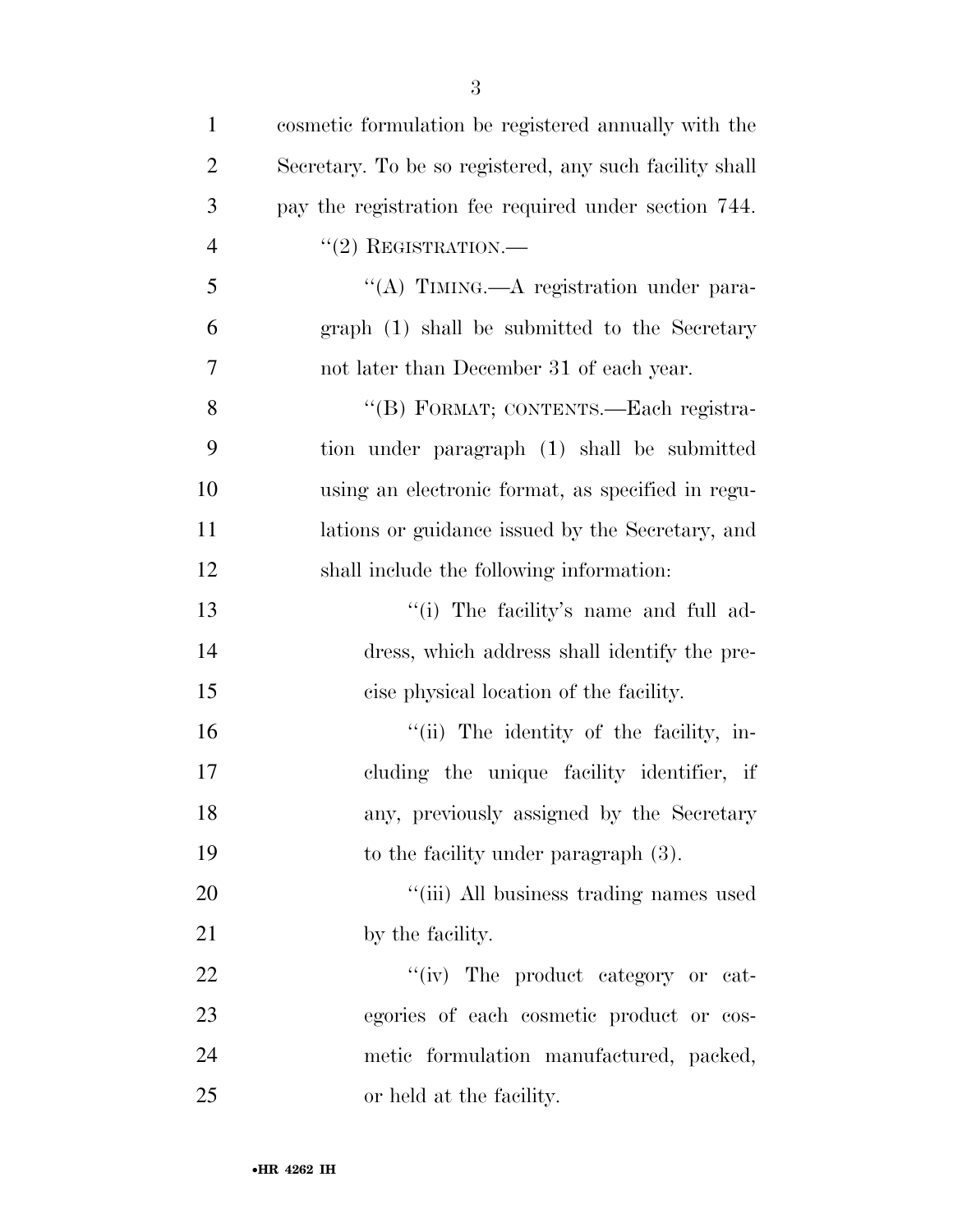cosmetic formulation be registered annually with the Secretary. To be so registered, any such facility shall pay the registration fee required under section 744.

"(2) REGISTRATION.—

"(A) TIMING.—A registration under paragraph (1) shall be submitted to the Secretary not later than December 31 of each year.

"(B) FORMAT; CONTENTS.—Each registration under paragraph (1) shall be submitted using an electronic format, as specified in regulations or guidance issued by the Secretary, and shall include the following information:

"(i) The facility's name and full address, which address shall identify the precise physical location of the facility.

"(ii) The identity of the facility, including the unique facility identifier, if any, previously assigned by the Secretary to the facility under paragraph (3).

"(iii) All business trading names used by the facility.

"(iv) The product category or categories of each cosmetic product or cosmetic formulation manufactured, packed, or held at the facility.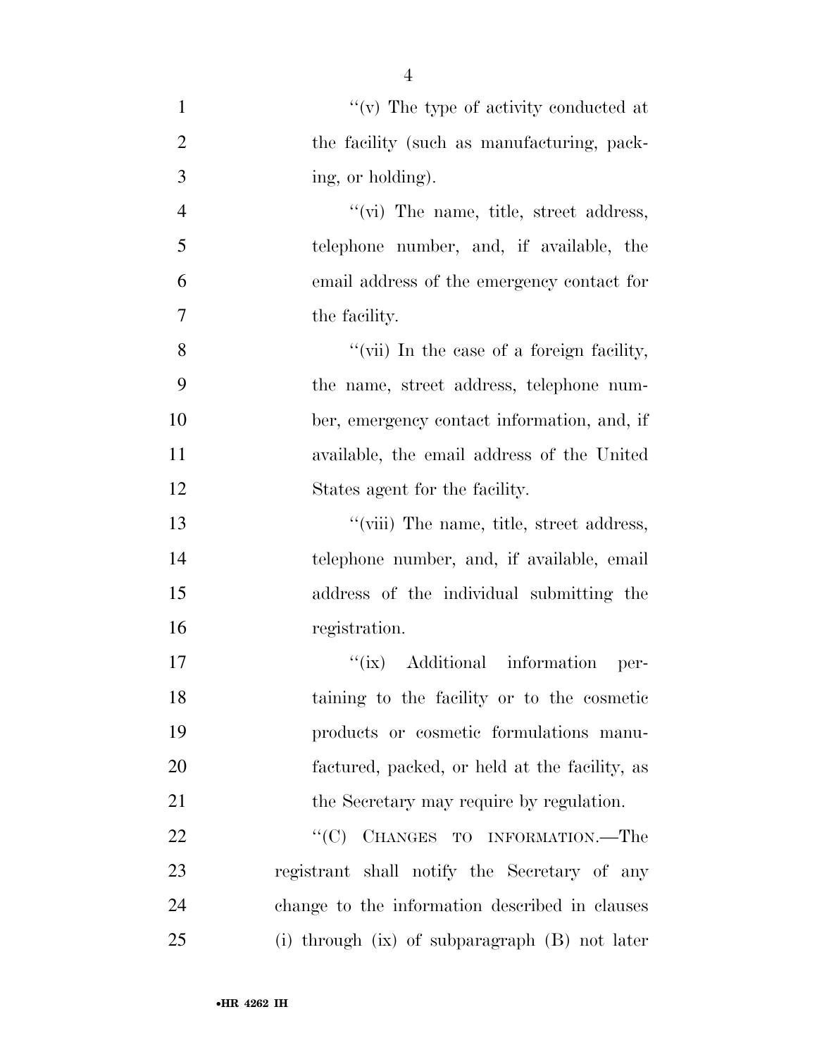''(v) The type of activity conducted at the facility (such as manufacturing, packing, or holding).

''(vi) The name, title, street address, telephone number, and, if available, the email address of the emergency contact for the facility.

''(vii) In the case of a foreign facility, the name, street address, telephone number, emergency contact information, and, if available, the email address of the United States agent for the facility.

''(viii) The name, title, street address, telephone number, and, if available, email address of the individual submitting the registration.

''(ix) Additional information pertaining to the facility or to the cosmetic products or cosmetic formulations manufactured, packed, or held at the facility, as the Secretary may require by regulation.

''(C) CHANGES TO INFORMATION.—The registrant shall notify the Secretary of any change to the information described in clauses (i) through (ix) of subparagraph (B) not later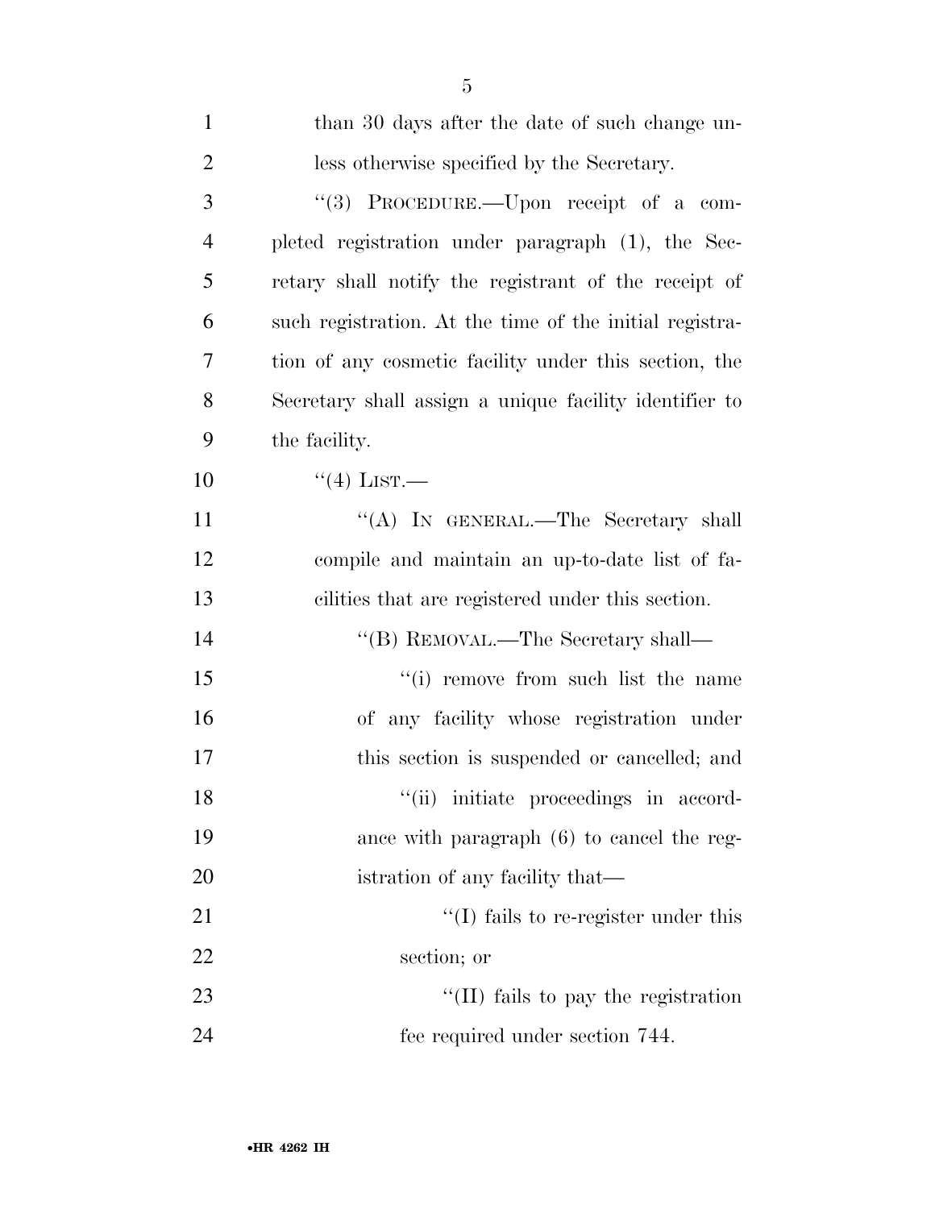than 30 days after the date of such change unless otherwise specified by the Secretary.

"(3) PROCEDURE.—Upon receipt of a completed registration under paragraph (1), the Secretary shall notify the registrant of the receipt of such registration. At the time of the initial registration of any cosmetic facility under this section, the Secretary shall assign a unique facility identifier to the facility.

"(4) LIST.—

"(A) IN GENERAL.—The Secretary shall compile and maintain an up-to-date list of facilities that are registered under this section.

"(B) REMOVAL.—The Secretary shall—

"(i) remove from such list the name of any facility whose registration under this section is suspended or cancelled; and

"(ii) initiate proceedings in accordance with paragraph (6) to cancel the registration of any facility that—

"(I) fails to re-register under this section; or

"(II) fails to pay the registration fee required under section 744.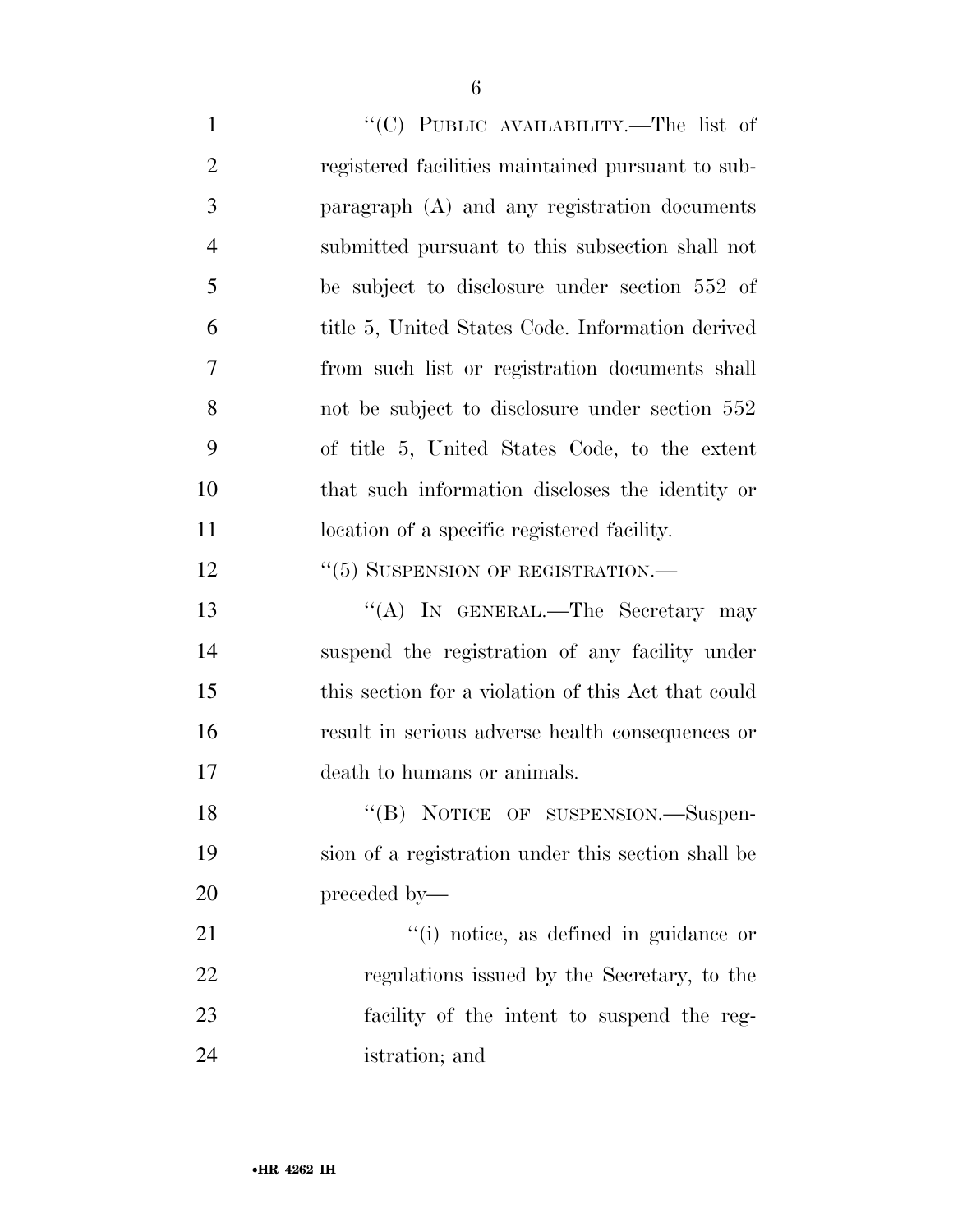"(C) PUBLIC AVAILABILITY.—The list of registered facilities maintained pursuant to subparagraph (A) and any registration documents submitted pursuant to this subsection shall not be subject to disclosure under section 552 of title 5, United States Code. Information derived from such list or registration documents shall not be subject to disclosure under section 552 of title 5, United States Code, to the extent that such information discloses the identity or location of a specific registered facility.

"(5) SUSPENSION OF REGISTRATION.—

"(A) IN GENERAL.—The Secretary may suspend the registration of any facility under this section for a violation of this Act that could result in serious adverse health consequences or death to humans or animals.

"(B) NOTICE OF SUSPENSION.—Suspension of a registration under this section shall be preceded by—

"(i) notice, as defined in guidance or regulations issued by the Secretary, to the facility of the intent to suspend the registration; and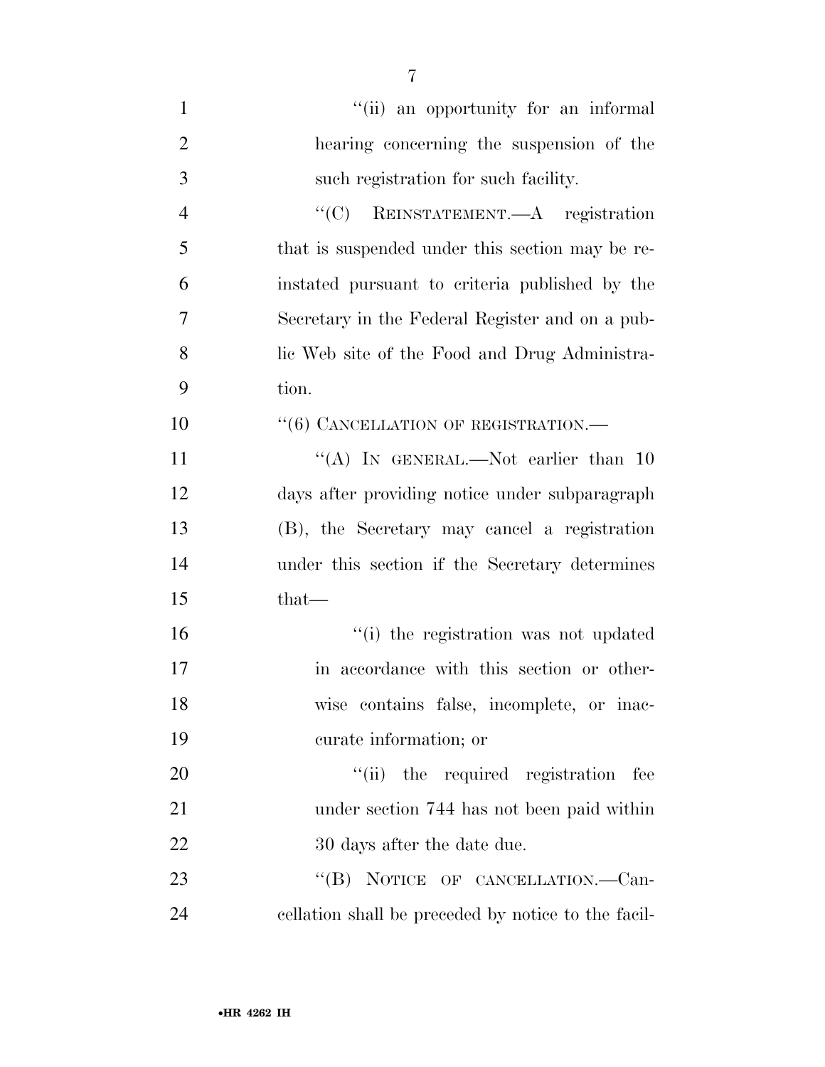''(ii) an opportunity for an informal hearing concerning the suspension of the such registration for such facility.

''(C) REINSTATEMENT.—A registration that is suspended under this section may be reinstated pursuant to criteria published by the Secretary in the Federal Register and on a public Web site of the Food and Drug Administration.

''(6) CANCELLATION OF REGISTRATION.—

''(A) IN GENERAL.—Not earlier than 10 days after providing notice under subparagraph (B), the Secretary may cancel a registration under this section if the Secretary determines that—

''(i) the registration was not updated in accordance with this section or otherwise contains false, incomplete, or inaccurate information; or

''(ii) the required registration fee under section 744 has not been paid within 30 days after the date due.

''(B) NOTICE OF CANCELLATION.—Cancellation shall be preceded by notice to the facil-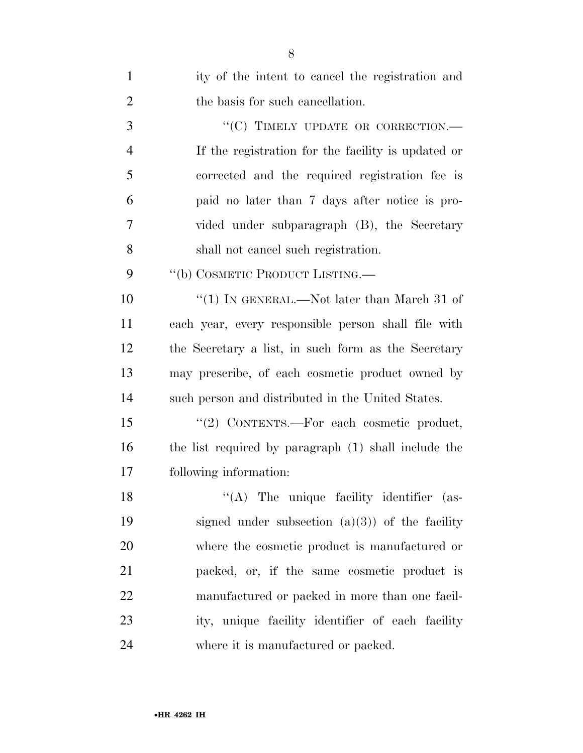ity of the intent to cancel the registration and the basis for such cancellation.

"(C) TIMELY UPDATE OR CORRECTION.—If the registration for the facility is updated or corrected and the required registration fee is paid no later than 7 days after notice is provided under subparagraph (B), the Secretary shall not cancel such registration.

"(b) COSMETIC PRODUCT LISTING.—

"(1) IN GENERAL.—Not later than March 31 of each year, every responsible person shall file with the Secretary a list, in such form as the Secretary may prescribe, of each cosmetic product owned by such person and distributed in the United States.

"(2) CONTENTS.—For each cosmetic product, the list required by paragraph (1) shall include the following information:

"(A) The unique facility identifier (assigned under subsection (a)(3)) of the facility where the cosmetic product is manufactured or packed, or, if the same cosmetic product is manufactured or packed in more than one facility, unique facility identifier of each facility where it is manufactured or packed.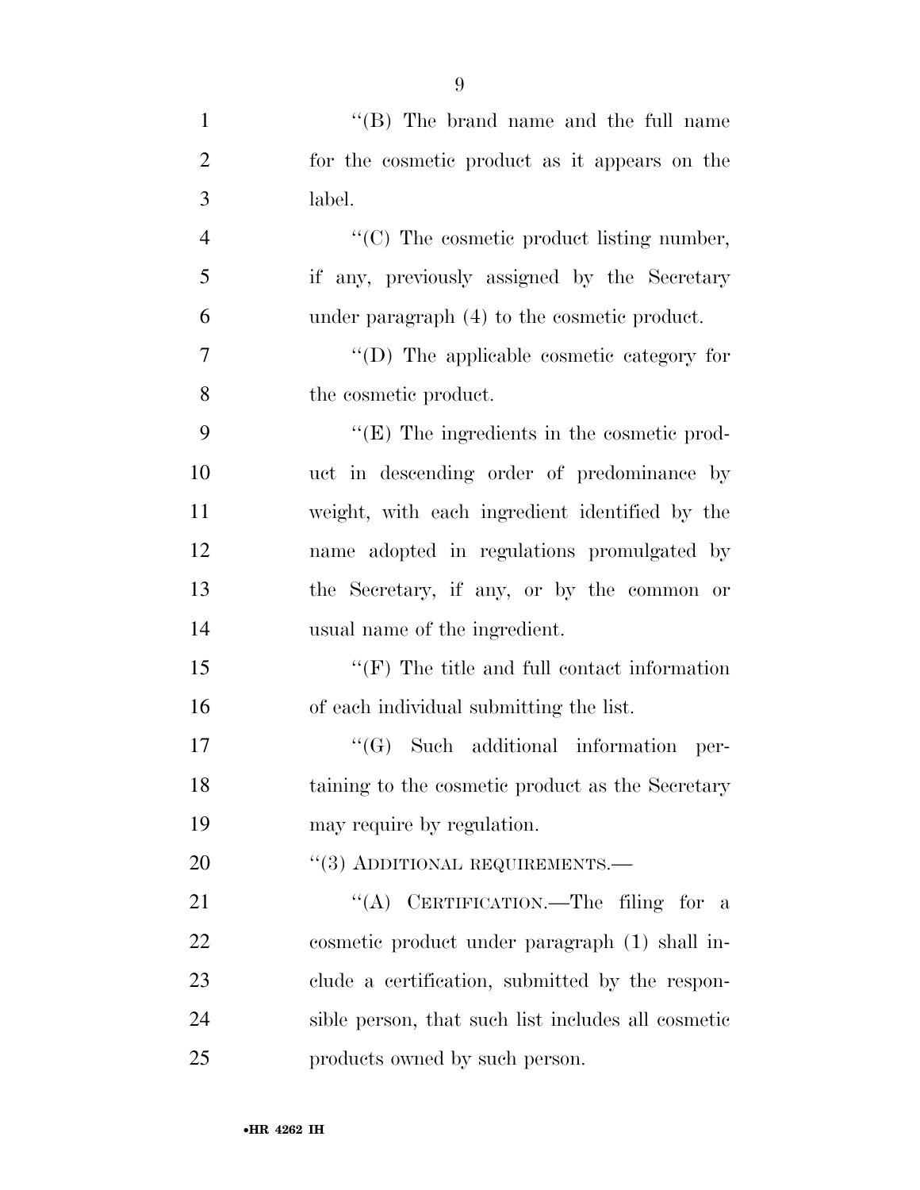"(B) The brand name and the full name for the cosmetic product as it appears on the label.

"(C) The cosmetic product listing number, if any, previously assigned by the Secretary under paragraph (4) to the cosmetic product.

"(D) The applicable cosmetic category for the cosmetic product.

"(E) The ingredients in the cosmetic product in descending order of predominance by weight, with each ingredient identified by the name adopted in regulations promulgated by the Secretary, if any, or by the common or usual name of the ingredient.

"(F) The title and full contact information of each individual submitting the list.

"(G) Such additional information pertaining to the cosmetic product as the Secretary may require by regulation.

"(3) ADDITIONAL REQUIREMENTS.—

"(A) CERTIFICATION.—The filing for a cosmetic product under paragraph (1) shall include a certification, submitted by the responsible person, that such list includes all cosmetic products owned by such person.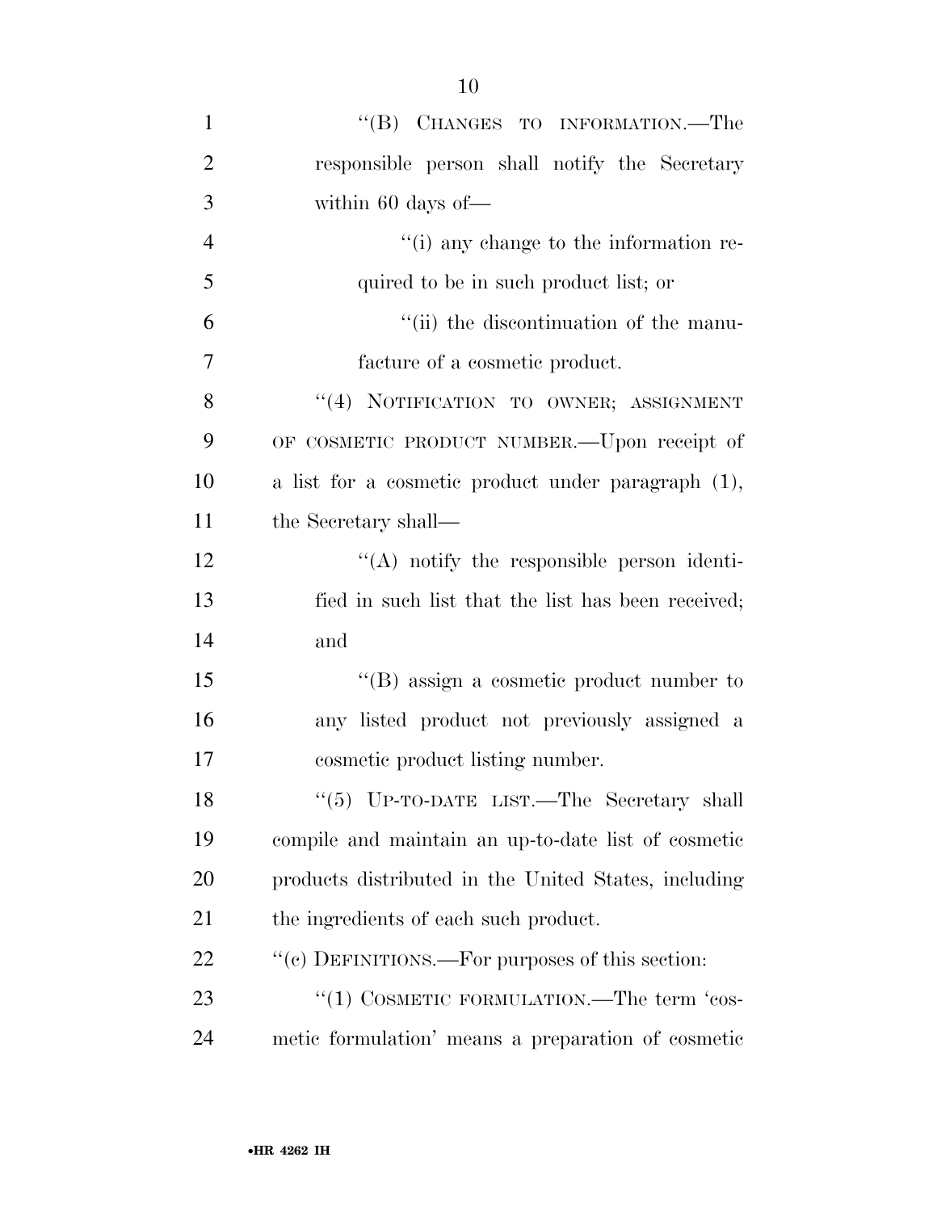''(B) CHANGES TO INFORMATION.—The responsible person shall notify the Secretary within 60 days of—

''(i) any change to the information required to be in such product list; or

''(ii) the discontinuation of the manufacture of a cosmetic product.

''(4) NOTIFICATION TO OWNER; ASSIGNMENT OF COSMETIC PRODUCT NUMBER.—Upon receipt of a list for a cosmetic product under paragraph (1), the Secretary shall—

''(A) notify the responsible person identified in such list that the list has been received; and

''(B) assign a cosmetic product number to any listed product not previously assigned a cosmetic product listing number.

''(5) UP-TO-DATE LIST.—The Secretary shall compile and maintain an up-to-date list of cosmetic products distributed in the United States, including the ingredients of each such product.

''(c) DEFINITIONS.—For purposes of this section:

''(1) COSMETIC FORMULATION.—The term 'cosmetic formulation' means a preparation of cosmetic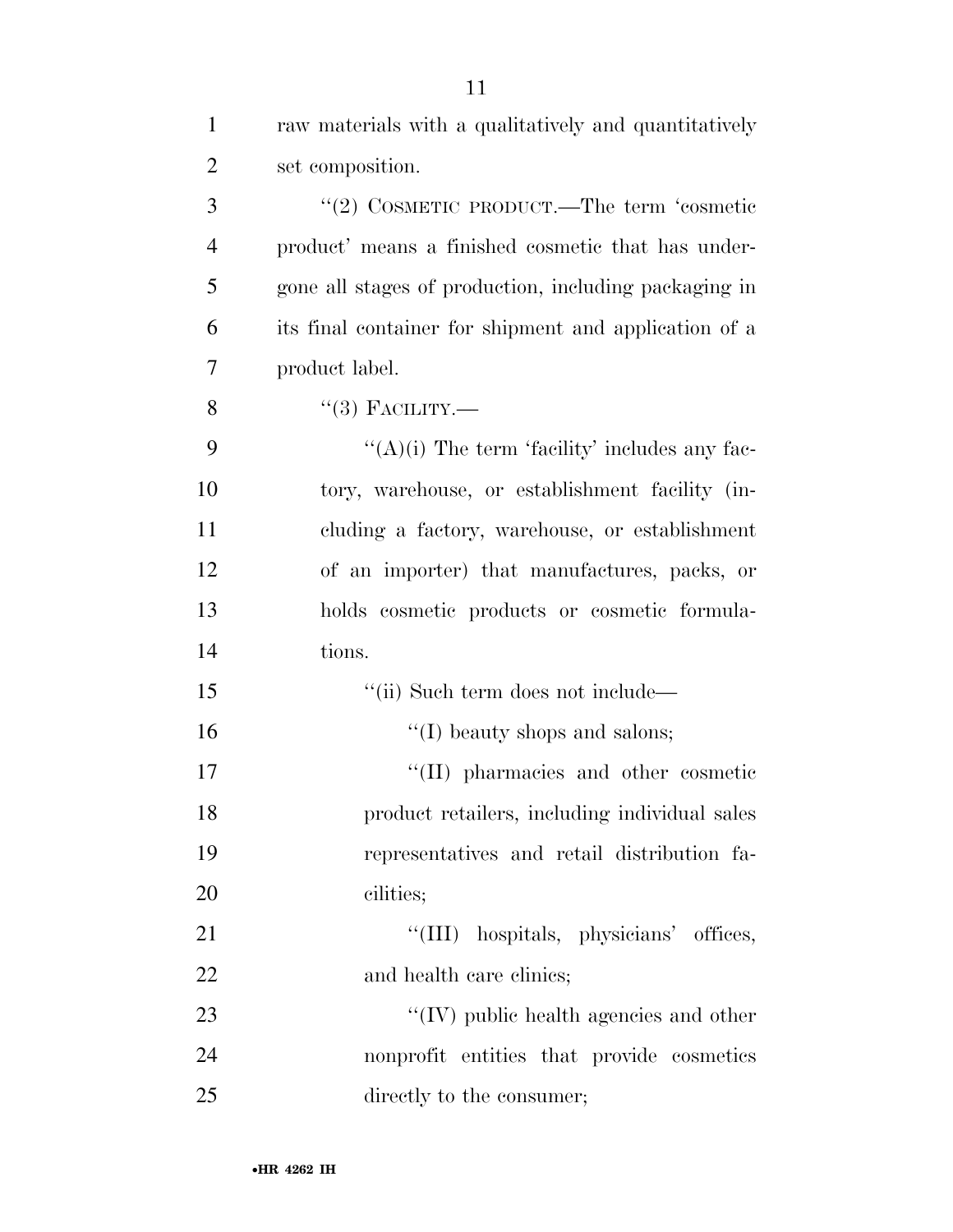raw materials with a qualitatively and quantitatively set composition.

"(2) COSMETIC PRODUCT.—The term 'cosmetic product' means a finished cosmetic that has undergone all stages of production, including packaging in its final container for shipment and application of a product label.

"(3) FACILITY.—

"(A)(i) The term 'facility' includes any factory, warehouse, or establishment facility (including a factory, warehouse, or establishment of an importer) that manufactures, packs, or holds cosmetic products or cosmetic formulations.

"(ii) Such term does not include—

"(I) beauty shops and salons;

"(II) pharmacies and other cosmetic product retailers, including individual sales representatives and retail distribution facilities;

"(III) hospitals, physicians' offices, and health care clinics;

"(IV) public health agencies and other nonprofit entities that provide cosmetics directly to the consumer;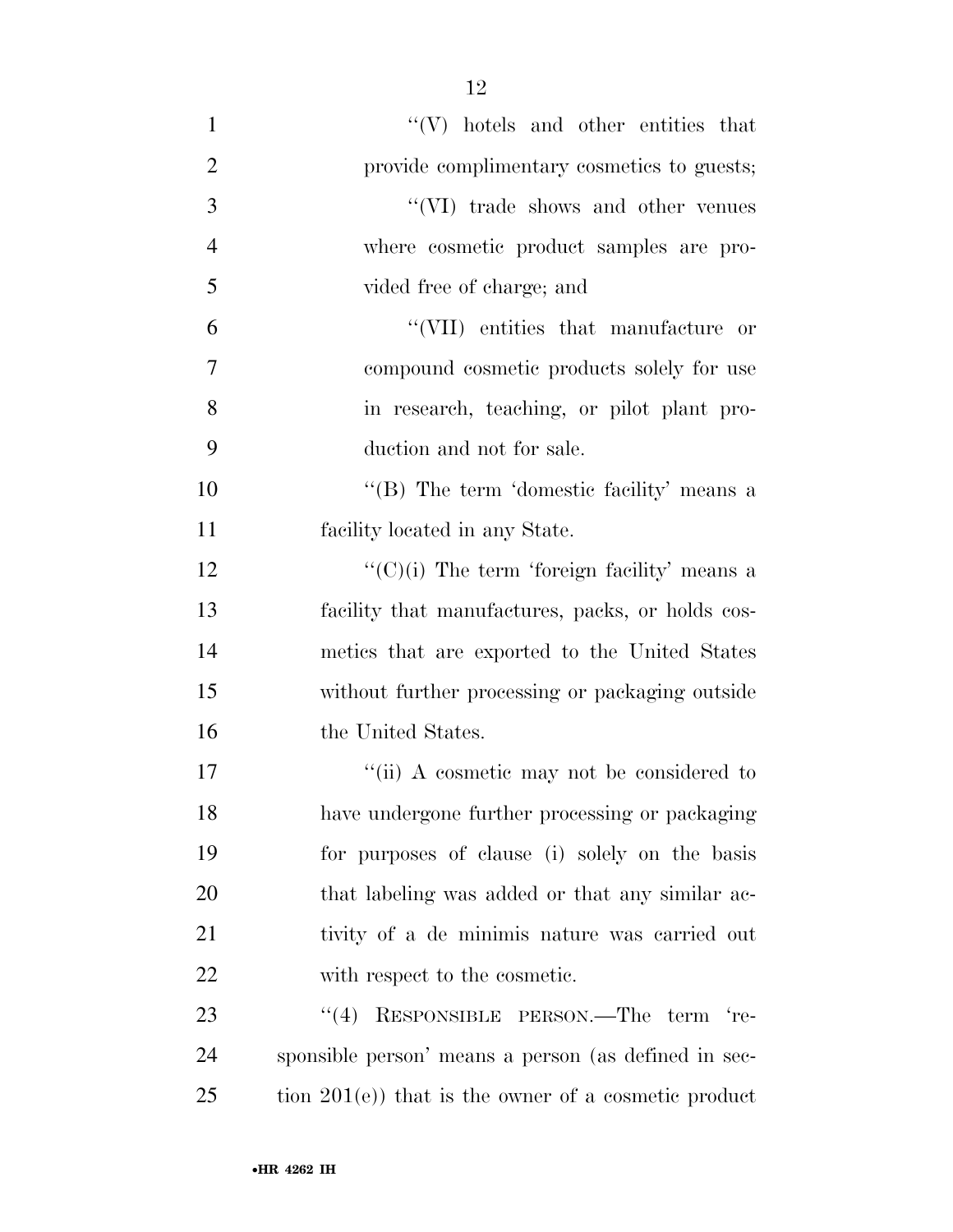"(V) hotels and other entities that provide complimentary cosmetics to guests;

"(VI) trade shows and other venues where cosmetic product samples are provided free of charge; and

"(VII) entities that manufacture or compound cosmetic products solely for use in research, teaching, or pilot plant production and not for sale.

"(B) The term 'domestic facility' means a facility located in any State.

"(C)(i) The term 'foreign facility' means a facility that manufactures, packs, or holds cosmetics that are exported to the United States without further processing or packaging outside the United States.

"(ii) A cosmetic may not be considered to have undergone further processing or packaging for purposes of clause (i) solely on the basis that labeling was added or that any similar activity of a de minimis nature was carried out with respect to the cosmetic.

"(4) RESPONSIBLE PERSON.—The term 'responsible person' means a person (as defined in section 201(e)) that is the owner of a cosmetic product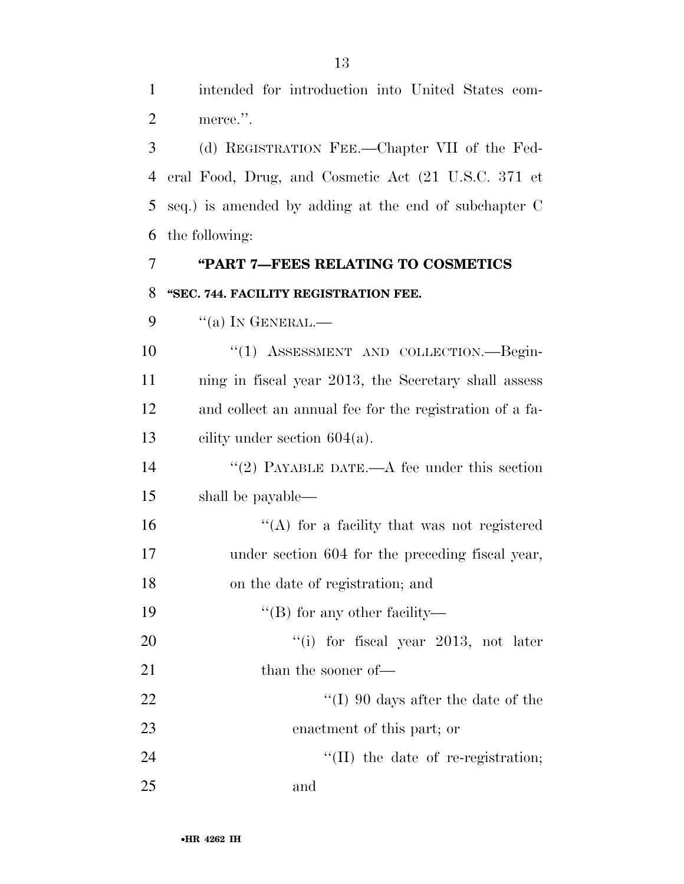intended for introduction into United States commerce.''.

(d) REGISTRATION FEE.—Chapter VII of the Federal Food, Drug, and Cosmetic Act (21 U.S.C. 371 et seq.) is amended by adding at the end of subchapter C the following:

## ''PART 7—FEES RELATING TO COSMETICS

### ''SEC. 744. FACILITY REGISTRATION FEE.

''(a) IN GENERAL.—

''(1) ASSESSMENT AND COLLECTION.—Beginning in fiscal year 2013, the Secretary shall assess and collect an annual fee for the registration of a facility under section 604(a).

''(2) PAYABLE DATE.—A fee under this section shall be payable—

''(A) for a facility that was not registered under section 604 for the preceding fiscal year, on the date of registration; and

''(B) for any other facility—

''(i) for fiscal year 2013, not later than the sooner of—

''(I) 90 days after the date of the enactment of this part; or

''(II) the date of re-registration; and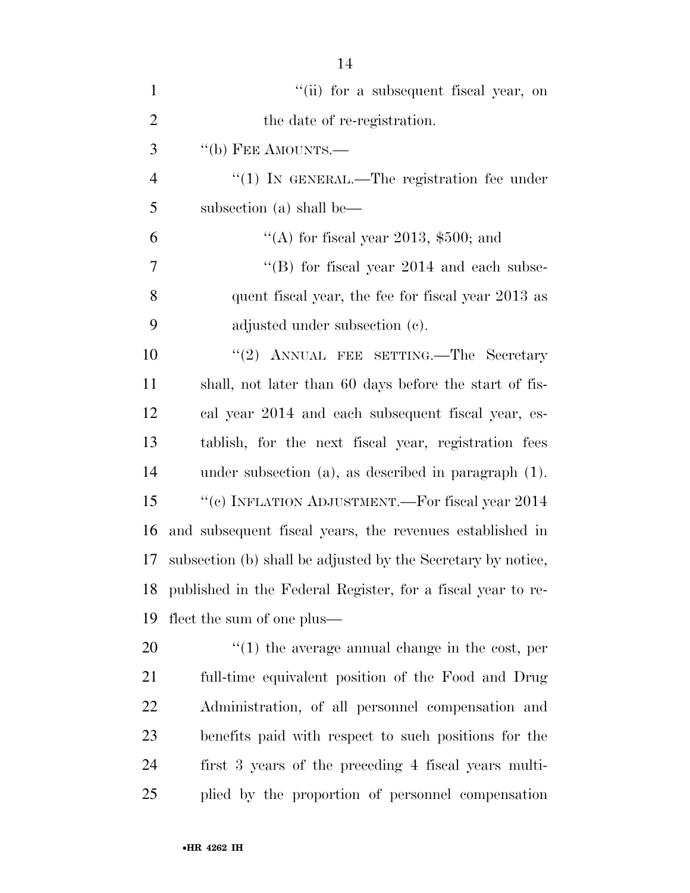"(ii) for a subsequent fiscal year, on the date of re-registration.

"(b) FEE AMOUNTS.—

"(1) IN GENERAL.—The registration fee under subsection (a) shall be—

"(A) for fiscal year 2013, $500; and

"(B) for fiscal year 2014 and each subsequent fiscal year, the fee for fiscal year 2013 as adjusted under subsection (c).

"(2) ANNUAL FEE SETTING.—The Secretary shall, not later than 60 days before the start of fiscal year 2014 and each subsequent fiscal year, establish, for the next fiscal year, registration fees under subsection (a), as described in paragraph (1).

"(c) INFLATION ADJUSTMENT.—For fiscal year 2014 and subsequent fiscal years, the revenues established in subsection (b) shall be adjusted by the Secretary by notice, published in the Federal Register, for a fiscal year to reflect the sum of one plus—

"(1) the average annual change in the cost, per full-time equivalent position of the Food and Drug Administration, of all personnel compensation and benefits paid with respect to such positions for the first 3 years of the preceding 4 fiscal years multiplied by the proportion of personnel compensation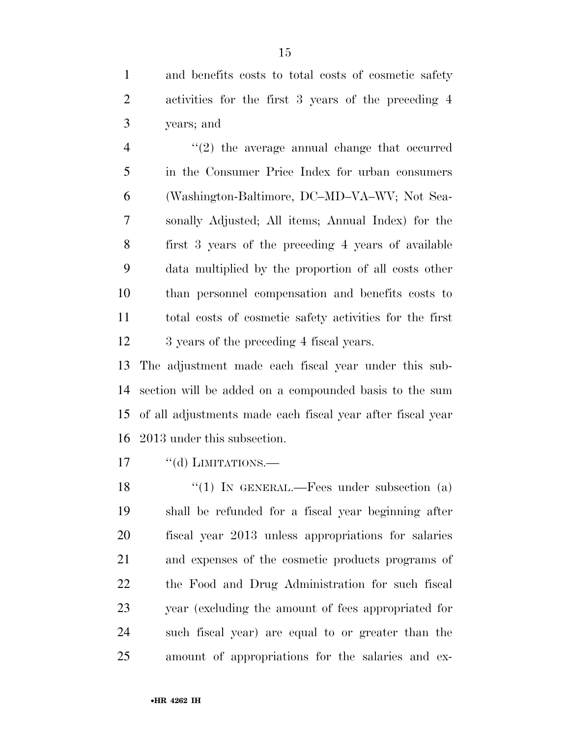and benefits costs to total costs of cosmetic safety activities for the first 3 years of the preceding 4 years; and

"(2) the average annual change that occurred in the Consumer Price Index for urban consumers (Washington-Baltimore, DC–MD–VA–WV; Not Seasonally Adjusted; All items; Annual Index) for the first 3 years of the preceding 4 years of available data multiplied by the proportion of all costs other than personnel compensation and benefits costs to total costs of cosmetic safety activities for the first 3 years of the preceding 4 fiscal years.

The adjustment made each fiscal year under this subsection will be added on a compounded basis to the sum of all adjustments made each fiscal year after fiscal year 2013 under this subsection.

"(d) LIMITATIONS.—

"(1) IN GENERAL.—Fees under subsection (a) shall be refunded for a fiscal year beginning after fiscal year 2013 unless appropriations for salaries and expenses of the cosmetic products programs of the Food and Drug Administration for such fiscal year (excluding the amount of fees appropriated for such fiscal year) are equal to or greater than the amount of appropriations for the salaries and ex-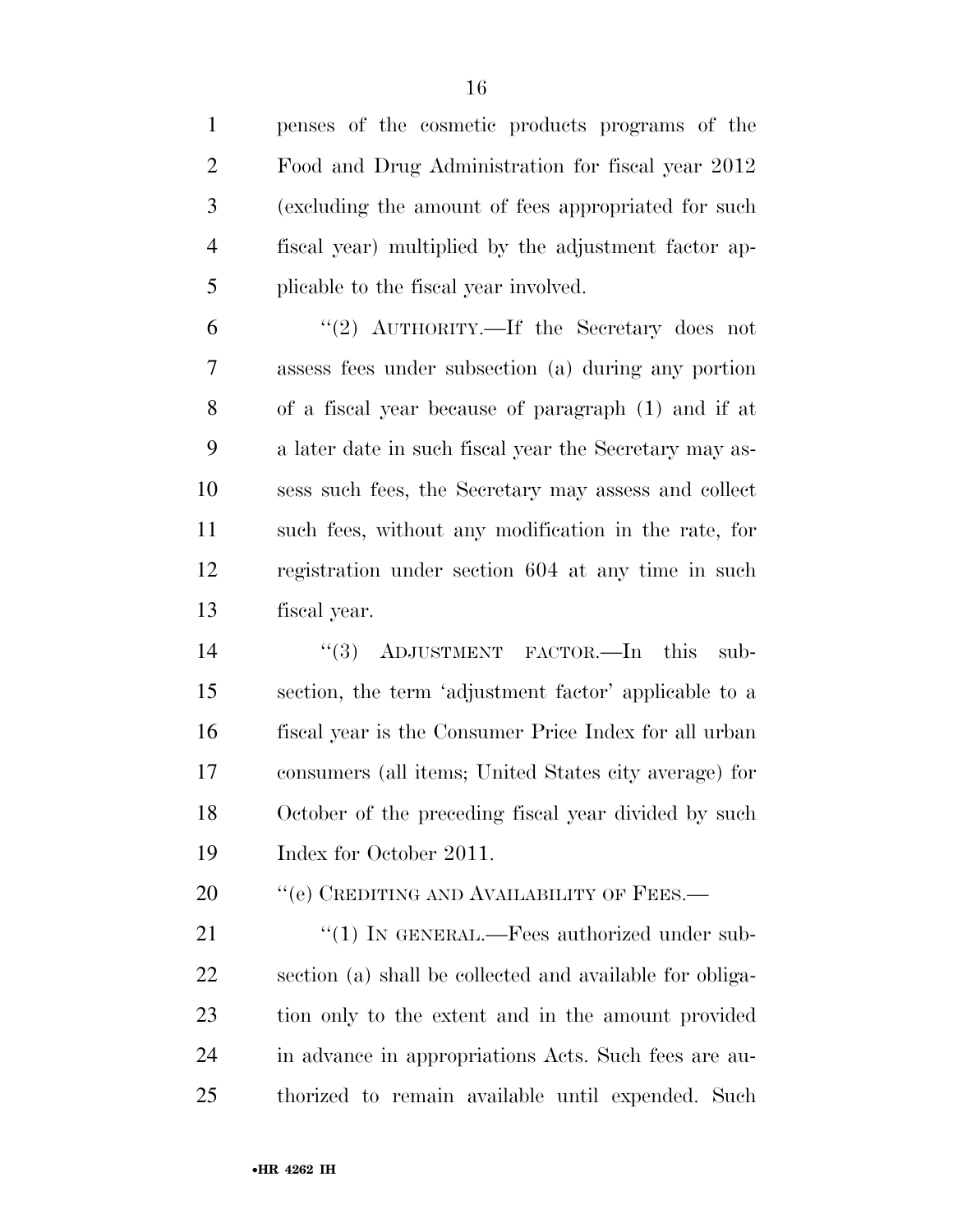penses of the cosmetic products programs of the Food and Drug Administration for fiscal year 2012 (excluding the amount of fees appropriated for such fiscal year) multiplied by the adjustment factor applicable to the fiscal year involved.

"(2) AUTHORITY.—If the Secretary does not assess fees under subsection (a) during any portion of a fiscal year because of paragraph (1) and if at a later date in such fiscal year the Secretary may assess such fees, the Secretary may assess and collect such fees, without any modification in the rate, for registration under section 604 at any time in such fiscal year.

"(3) ADJUSTMENT FACTOR.—In this subsection, the term 'adjustment factor' applicable to a fiscal year is the Consumer Price Index for all urban consumers (all items; United States city average) for October of the preceding fiscal year divided by such Index for October 2011.

"(e) CREDITING AND AVAILABILITY OF FEES.—

"(1) IN GENERAL.—Fees authorized under subsection (a) shall be collected and available for obligation only to the extent and in the amount provided in advance in appropriations Acts. Such fees are authorized to remain available until expended. Such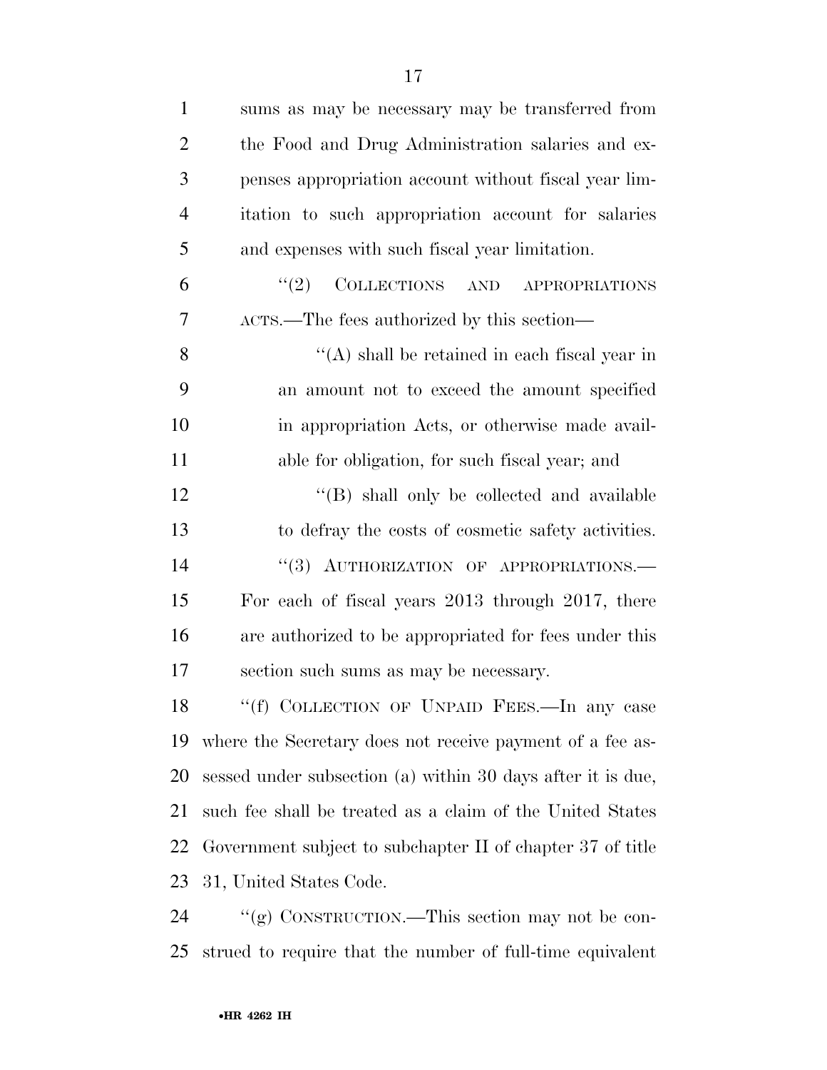sums as may be necessary may be transferred from the Food and Drug Administration salaries and expenses appropriation account without fiscal year limitation to such appropriation account for salaries and expenses with such fiscal year limitation.

"(2) COLLECTIONS AND APPROPRIATIONS ACTS.—The fees authorized by this section—

"(A) shall be retained in each fiscal year in an amount not to exceed the amount specified in appropriation Acts, or otherwise made available for obligation, for such fiscal year; and

"(B) shall only be collected and available to defray the costs of cosmetic safety activities.

"(3) AUTHORIZATION OF APPROPRIATIONS.—For each of fiscal years 2013 through 2017, there are authorized to be appropriated for fees under this section such sums as may be necessary.

"(f) COLLECTION OF UNPAID FEES.—In any case where the Secretary does not receive payment of a fee assessed under subsection (a) within 30 days after it is due, such fee shall be treated as a claim of the United States Government subject to subchapter II of chapter 37 of title 31, United States Code.

"(g) CONSTRUCTION.—This section may not be construed to require that the number of full-time equivalent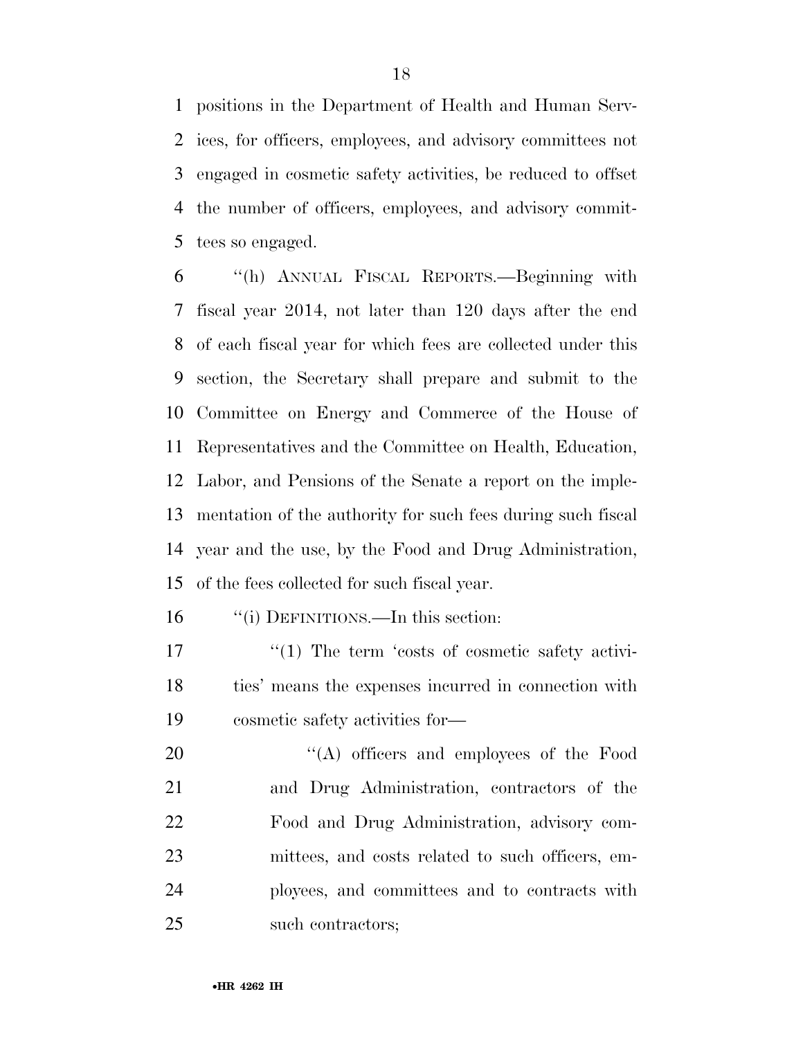positions in the Department of Health and Human Services, for officers, employees, and advisory committees not engaged in cosmetic safety activities, be reduced to offset the number of officers, employees, and advisory committees so engaged.

''(h) ANNUAL FISCAL REPORTS.—Beginning with fiscal year 2014, not later than 120 days after the end of each fiscal year for which fees are collected under this section, the Secretary shall prepare and submit to the Committee on Energy and Commerce of the House of Representatives and the Committee on Health, Education, Labor, and Pensions of the Senate a report on the implementation of the authority for such fees during such fiscal year and the use, by the Food and Drug Administration, of the fees collected for such fiscal year.

''(i) DEFINITIONS.—In this section:

''(1) The term 'costs of cosmetic safety activities' means the expenses incurred in connection with cosmetic safety activities for—

''(A) officers and employees of the Food and Drug Administration, contractors of the Food and Drug Administration, advisory committees, and costs related to such officers, employees, and committees and to contracts with such contractors;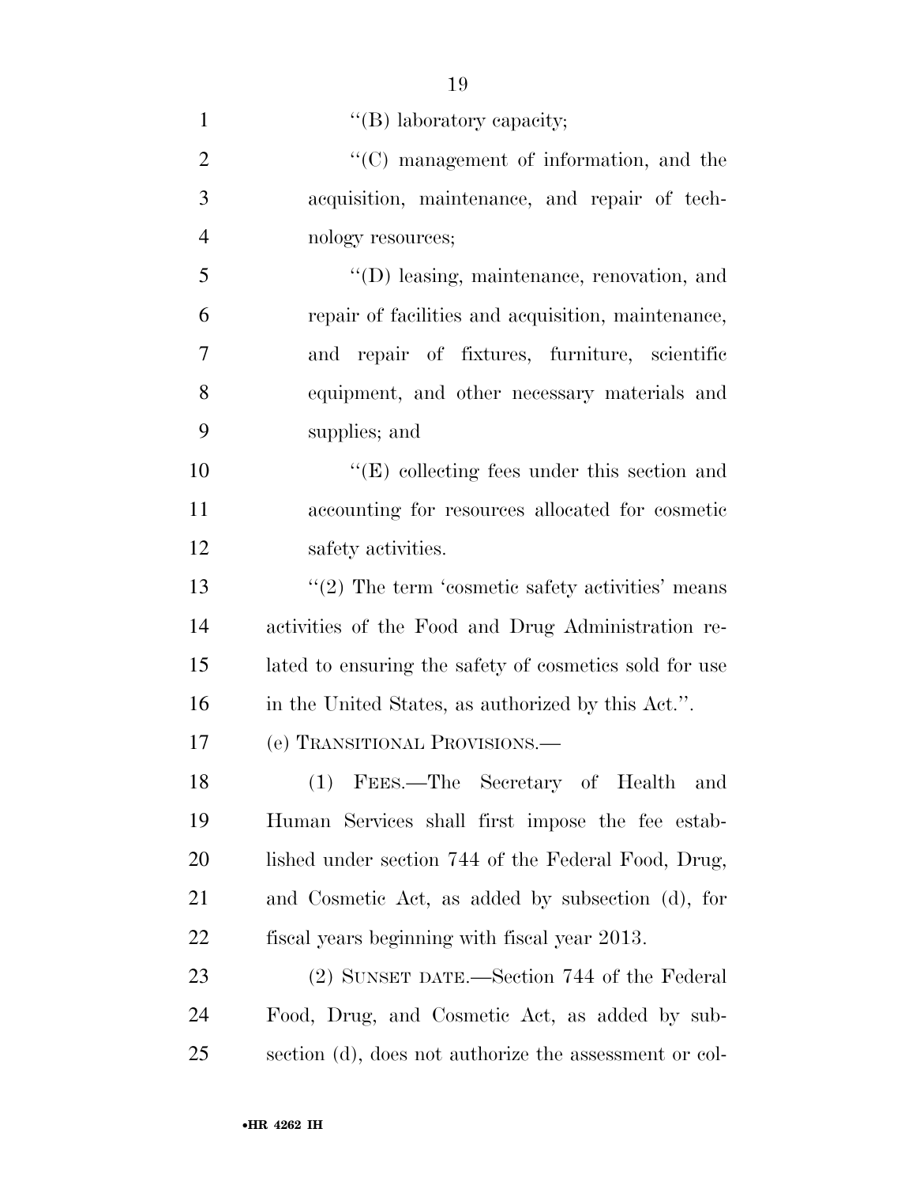''(B) laboratory capacity;

''(C) management of information, and the acquisition, maintenance, and repair of technology resources;

''(D) leasing, maintenance, renovation, and repair of facilities and acquisition, maintenance, and repair of fixtures, furniture, scientific equipment, and other necessary materials and supplies; and

''(E) collecting fees under this section and accounting for resources allocated for cosmetic safety activities.

''(2) The term 'cosmetic safety activities' means activities of the Food and Drug Administration related to ensuring the safety of cosmetics sold for use in the United States, as authorized by this Act.''.

(e) TRANSITIONAL PROVISIONS.—

(1) FEES.—The Secretary of Health and Human Services shall first impose the fee established under section 744 of the Federal Food, Drug, and Cosmetic Act, as added by subsection (d), for fiscal years beginning with fiscal year 2013.

(2) SUNSET DATE.—Section 744 of the Federal Food, Drug, and Cosmetic Act, as added by subsection (d), does not authorize the assessment or col-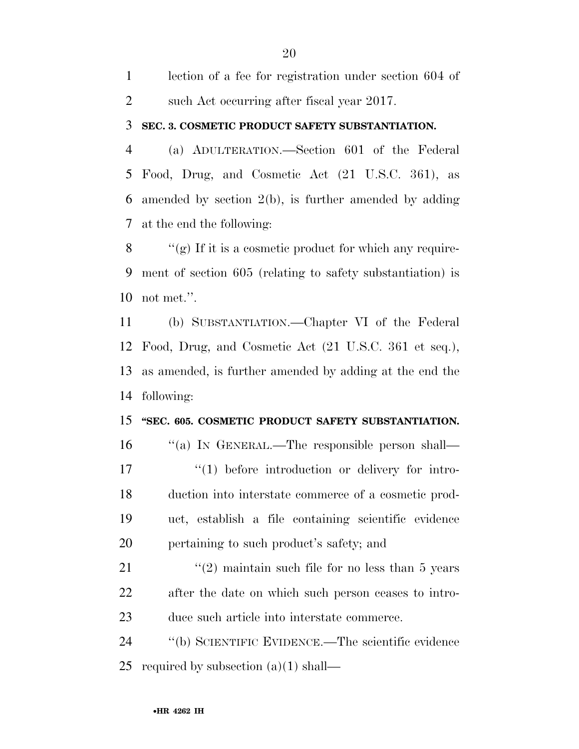lection of a fee for registration under section 604 of such Act occurring after fiscal year 2017.

**SEC. 3. COSMETIC PRODUCT SAFETY SUBSTANTIATION.**

(a) ADULTERATION.—Section 601 of the Federal Food, Drug, and Cosmetic Act (21 U.S.C. 361), as amended by section 2(b), is further amended by adding at the end the following:

''(g) If it is a cosmetic product for which any requirement of section 605 (relating to safety substantiation) is not met.''.

(b) SUBSTANTIATION.—Chapter VI of the Federal Food, Drug, and Cosmetic Act (21 U.S.C. 361 et seq.), as amended, is further amended by adding at the end the following:

**''SEC. 605. COSMETIC PRODUCT SAFETY SUBSTANTIATION.**

''(a) IN GENERAL.—The responsible person shall—

''(1) before introduction or delivery for introduction into interstate commerce of a cosmetic product, establish a file containing scientific evidence pertaining to such product's safety; and

''(2) maintain such file for no less than 5 years after the date on which such person ceases to introduce such article into interstate commerce.

''(b) SCIENTIFIC EVIDENCE.—The scientific evidence required by subsection (a)(1) shall—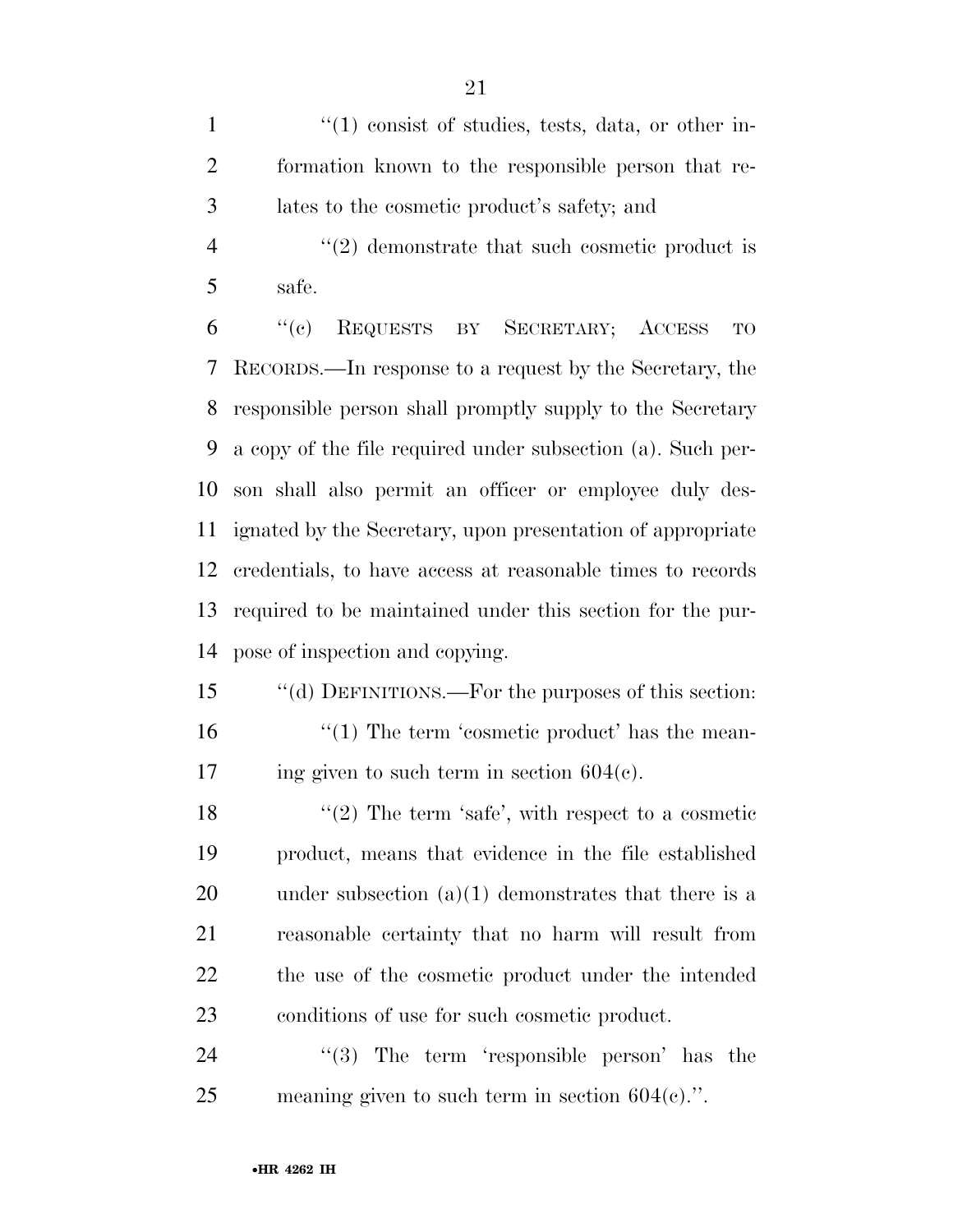"(1) consist of studies, tests, data, or other information known to the responsible person that relates to the cosmetic product's safety; and

"(2) demonstrate that such cosmetic product is safe.

"(c) REQUESTS BY SECRETARY; ACCESS TO RECORDS.—In response to a request by the Secretary, the responsible person shall promptly supply to the Secretary a copy of the file required under subsection (a). Such person shall also permit an officer or employee duly designated by the Secretary, upon presentation of appropriate credentials, to have access at reasonable times to records required to be maintained under this section for the purpose of inspection and copying.

"(d) DEFINITIONS.—For the purposes of this section:

"(1) The term 'cosmetic product' has the meaning given to such term in section 604(c).

"(2) The term 'safe', with respect to a cosmetic product, means that evidence in the file established under subsection (a)(1) demonstrates that there is a reasonable certainty that no harm will result from the use of the cosmetic product under the intended conditions of use for such cosmetic product.

"(3) The term 'responsible person' has the meaning given to such term in section 604(c).".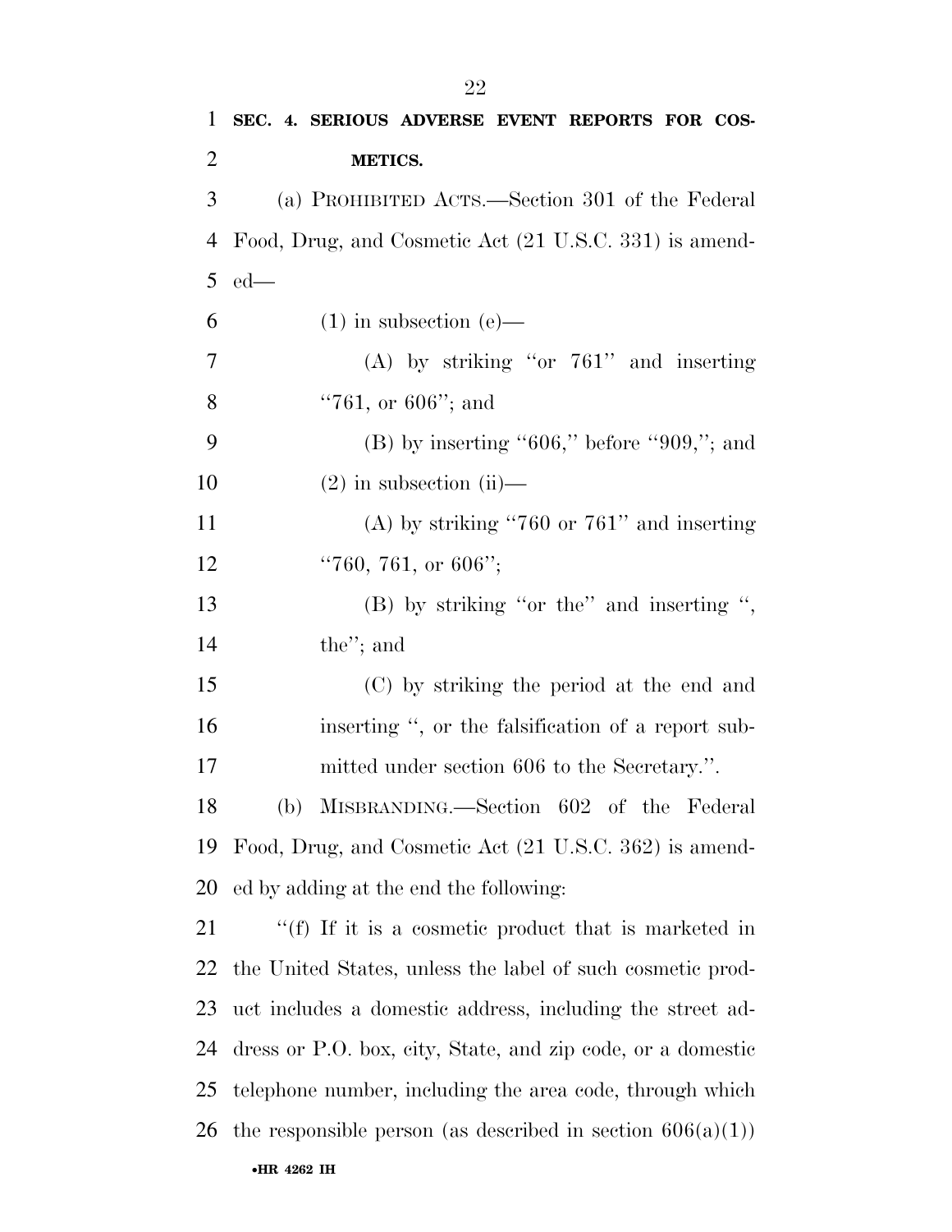**SEC. 4. SERIOUS ADVERSE EVENT REPORTS FOR COSMETICS.**

(a) PROHIBITED ACTS.—Section 301 of the Federal Food, Drug, and Cosmetic Act (21 U.S.C. 331) is amended—

(1) in subsection (e)—

(A) by striking "or 761" and inserting "761, or 606"; and

(B) by inserting "606," before "909,"; and

(2) in subsection (ii)—

(A) by striking "760 or 761" and inserting "760, 761, or 606";

(B) by striking "or the" and inserting ", the"; and

(C) by striking the period at the end and inserting ", or the falsification of a report submitted under section 606 to the Secretary.".

(b) MISBRANDING.—Section 602 of the Federal Food, Drug, and Cosmetic Act (21 U.S.C. 362) is amended by adding at the end the following:

"(f) If it is a cosmetic product that is marketed in the United States, unless the label of such cosmetic product includes a domestic address, including the street address or P.O. box, city, State, and zip code, or a domestic telephone number, including the area code, through which the responsible person (as described in section 606(a)(1))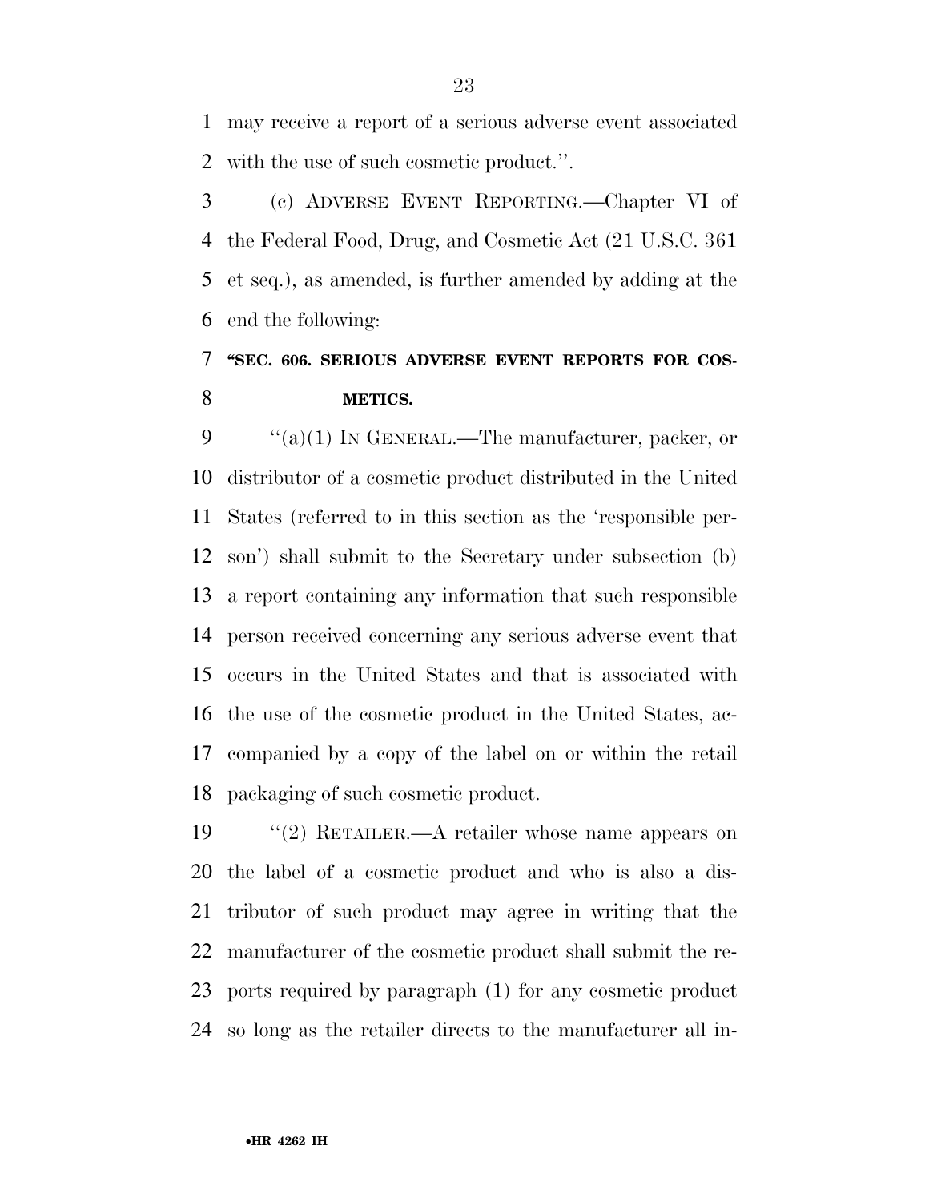may receive a report of a serious adverse event associated with the use of such cosmetic product.''.

(c) ADVERSE EVENT REPORTING.—Chapter VI of the Federal Food, Drug, and Cosmetic Act (21 U.S.C. 361 et seq.), as amended, is further amended by adding at the end the following:

**''SEC. 606. SERIOUS ADVERSE EVENT REPORTS FOR COSMETICS.**

''(a)(1) IN GENERAL.—The manufacturer, packer, or distributor of a cosmetic product distributed in the United States (referred to in this section as the 'responsible person') shall submit to the Secretary under subsection (b) a report containing any information that such responsible person received concerning any serious adverse event that occurs in the United States and that is associated with the use of the cosmetic product in the United States, accompanied by a copy of the label on or within the retail packaging of such cosmetic product.

''(2) RETAILER.—A retailer whose name appears on the label of a cosmetic product and who is also a distributor of such product may agree in writing that the manufacturer of the cosmetic product shall submit the reports required by paragraph (1) for any cosmetic product so long as the retailer directs to the manufacturer all in-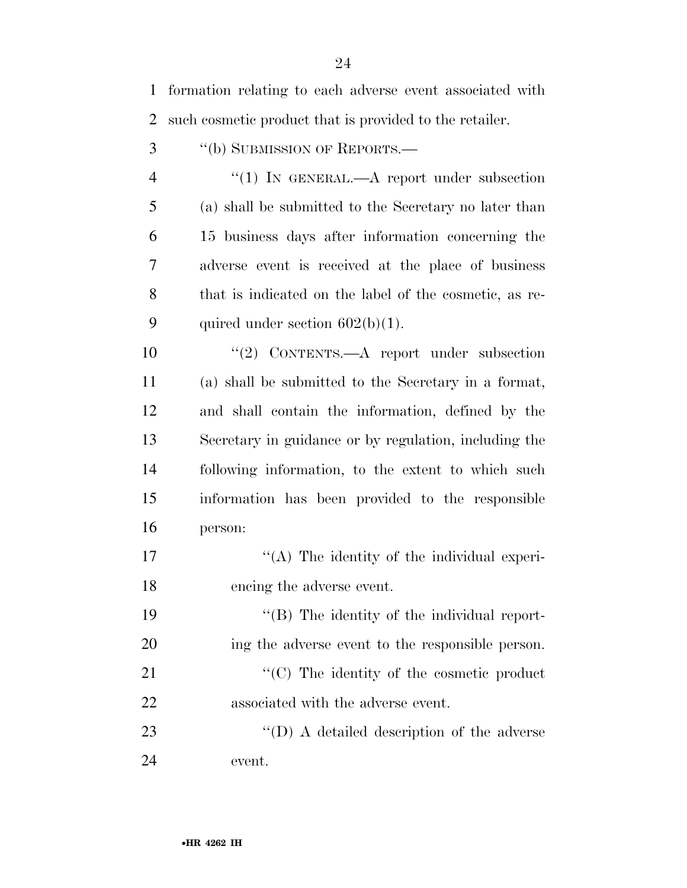formation relating to each adverse event associated with such cosmetic product that is provided to the retailer.

''(b) SUBMISSION OF REPORTS.—

''(1) IN GENERAL.—A report under subsection (a) shall be submitted to the Secretary no later than 15 business days after information concerning the adverse event is received at the place of business that is indicated on the label of the cosmetic, as required under section 602(b)(1).

''(2) CONTENTS.—A report under subsection (a) shall be submitted to the Secretary in a format, and shall contain the information, defined by the Secretary in guidance or by regulation, including the following information, to the extent to which such information has been provided to the responsible person:

''(A) The identity of the individual experiencing the adverse event.

''(B) The identity of the individual reporting the adverse event to the responsible person.

''(C) The identity of the cosmetic product associated with the adverse event.

''(D) A detailed description of the adverse event.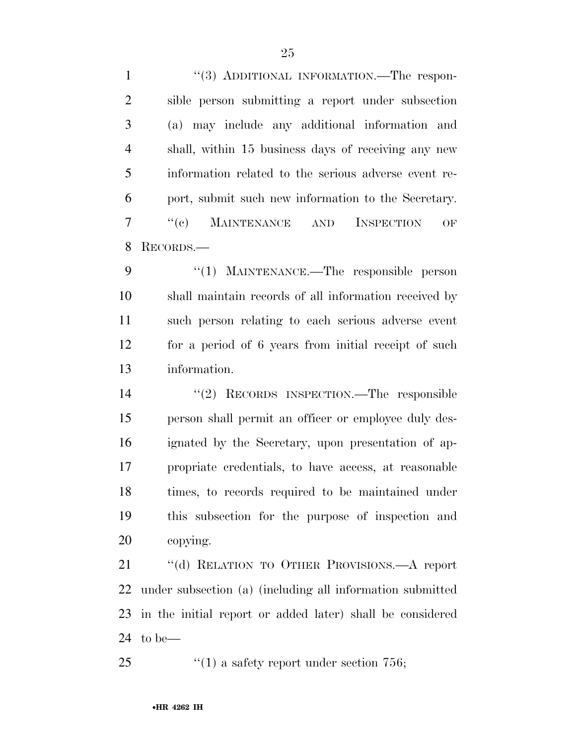"(3) ADDITIONAL INFORMATION.—The responsible person submitting a report under subsection (a) may include any additional information and shall, within 15 business days of receiving any new information related to the serious adverse event report, submit such new information to the Secretary.

"(c) MAINTENANCE AND INSPECTION OF RECORDS.—

"(1) MAINTENANCE.—The responsible person shall maintain records of all information received by such person relating to each serious adverse event for a period of 6 years from initial receipt of such information.

"(2) RECORDS INSPECTION.—The responsible person shall permit an officer or employee duly designated by the Secretary, upon presentation of appropriate credentials, to have access, at reasonable times, to records required to be maintained under this subsection for the purpose of inspection and copying.

"(d) RELATION TO OTHER PROVISIONS.—A report under subsection (a) (including all information submitted in the initial report or added later) shall be considered to be—

"(1) a safety report under section 756;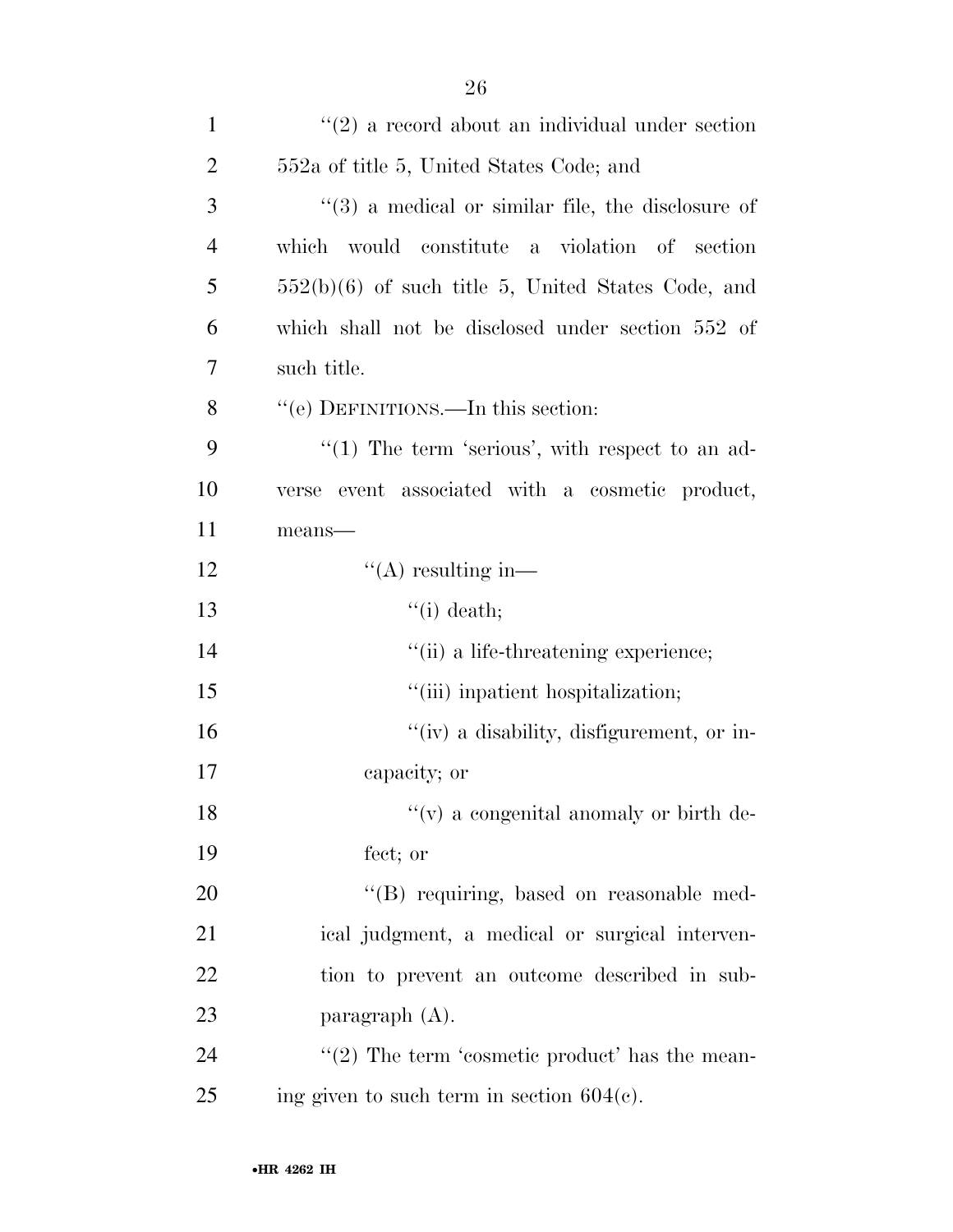''(2) a record about an individual under section 552a of title 5, United States Code; and

''(3) a medical or similar file, the disclosure of which would constitute a violation of section 552(b)(6) of such title 5, United States Code, and which shall not be disclosed under section 552 of such title.

''(e) DEFINITIONS.—In this section:

''(1) The term 'serious', with respect to an adverse event associated with a cosmetic product, means—

''(A) resulting in—

''(i) death;

''(ii) a life-threatening experience;

''(iii) inpatient hospitalization;

''(iv) a disability, disfigurement, or incapacity; or

''(v) a congenital anomaly or birth defect; or

''(B) requiring, based on reasonable medical judgment, a medical or surgical intervention to prevent an outcome described in subparagraph (A).

''(2) The term 'cosmetic product' has the meaning given to such term in section 604(c).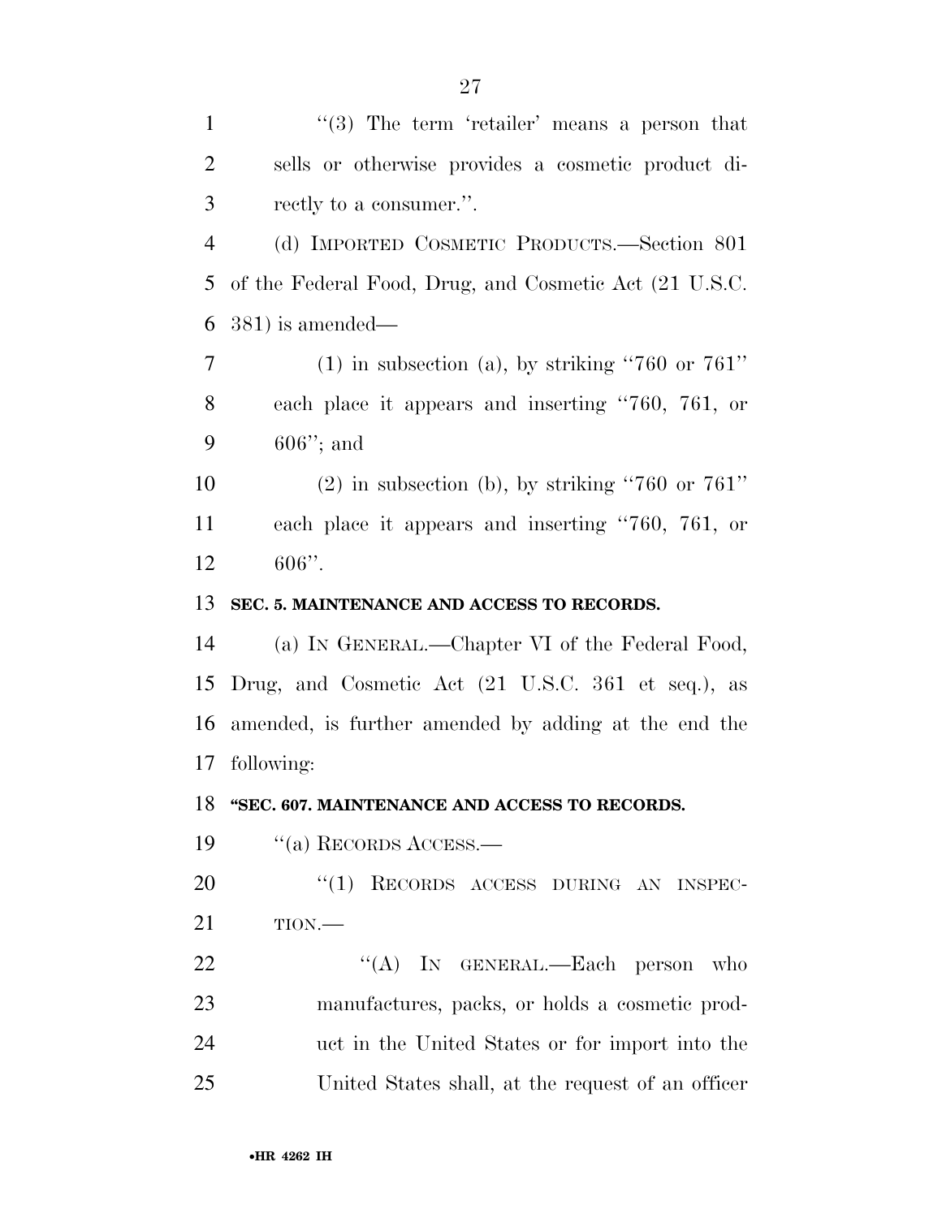''(3) The term 'retailer' means a person that sells or otherwise provides a cosmetic product directly to a consumer.''.

(d) IMPORTED COSMETIC PRODUCTS.—Section 801 of the Federal Food, Drug, and Cosmetic Act (21 U.S.C. 381) is amended—

(1) in subsection (a), by striking ''760 or 761'' each place it appears and inserting ''760, 761, or 606''; and

(2) in subsection (b), by striking ''760 or 761'' each place it appears and inserting ''760, 761, or 606''.

**SEC. 5. MAINTENANCE AND ACCESS TO RECORDS.**

(a) IN GENERAL.—Chapter VI of the Federal Food, Drug, and Cosmetic Act (21 U.S.C. 361 et seq.), as amended, is further amended by adding at the end the following:

**''SEC. 607. MAINTENANCE AND ACCESS TO RECORDS.**

''(a) RECORDS ACCESS.—

''(1) RECORDS ACCESS DURING AN INSPECTION.—

''(A) IN GENERAL.—Each person who manufactures, packs, or holds a cosmetic product in the United States or for import into the United States shall, at the request of an officer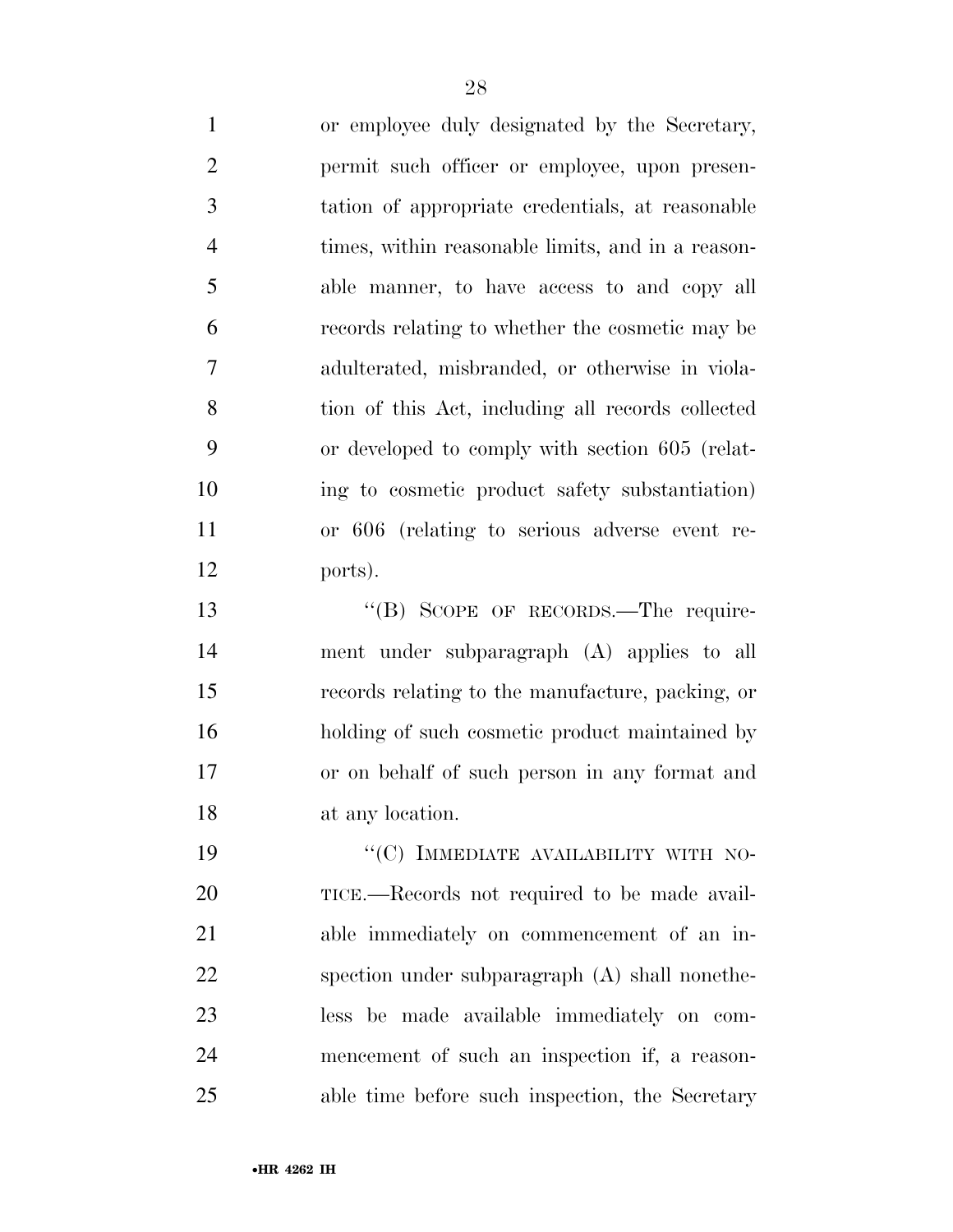or employee duly designated by the Secretary, permit such officer or employee, upon presentation of appropriate credentials, at reasonable times, within reasonable limits, and in a reasonable manner, to have access to and copy all records relating to whether the cosmetic may be adulterated, misbranded, or otherwise in violation of this Act, including all records collected or developed to comply with section 605 (relating to cosmetic product safety substantiation) or 606 (relating to serious adverse event reports).

''(B) SCOPE OF RECORDS.—The requirement under subparagraph (A) applies to all records relating to the manufacture, packing, or holding of such cosmetic product maintained by or on behalf of such person in any format and at any location.

''(C) IMMEDIATE AVAILABILITY WITH NOTICE.—Records not required to be made available immediately on commencement of an inspection under subparagraph (A) shall nonetheless be made available immediately on commencement of such an inspection if, a reasonable time before such inspection, the Secretary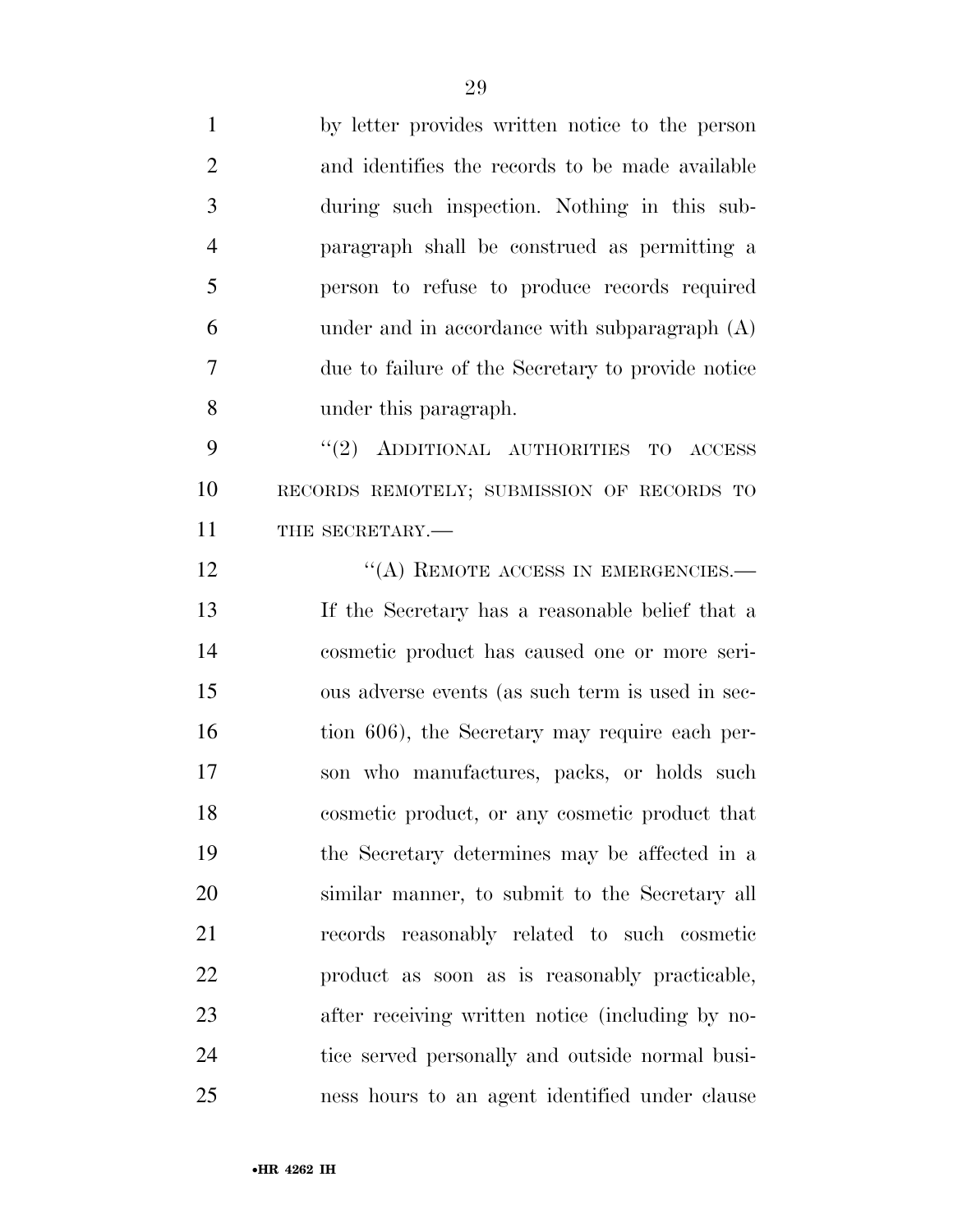by letter provides written notice to the person and identifies the records to be made available during such inspection. Nothing in this subparagraph shall be construed as permitting a person to refuse to produce records required under and in accordance with subparagraph (A) due to failure of the Secretary to provide notice under this paragraph.

"(2) ADDITIONAL AUTHORITIES TO ACCESS RECORDS REMOTELY; SUBMISSION OF RECORDS TO THE SECRETARY.—

"(A) REMOTE ACCESS IN EMERGENCIES.— If the Secretary has a reasonable belief that a cosmetic product has caused one or more serious adverse events (as such term is used in section 606), the Secretary may require each person who manufactures, packs, or holds such cosmetic product, or any cosmetic product that the Secretary determines may be affected in a similar manner, to submit to the Secretary all records reasonably related to such cosmetic product as soon as is reasonably practicable, after receiving written notice (including by notice served personally and outside normal business hours to an agent identified under clause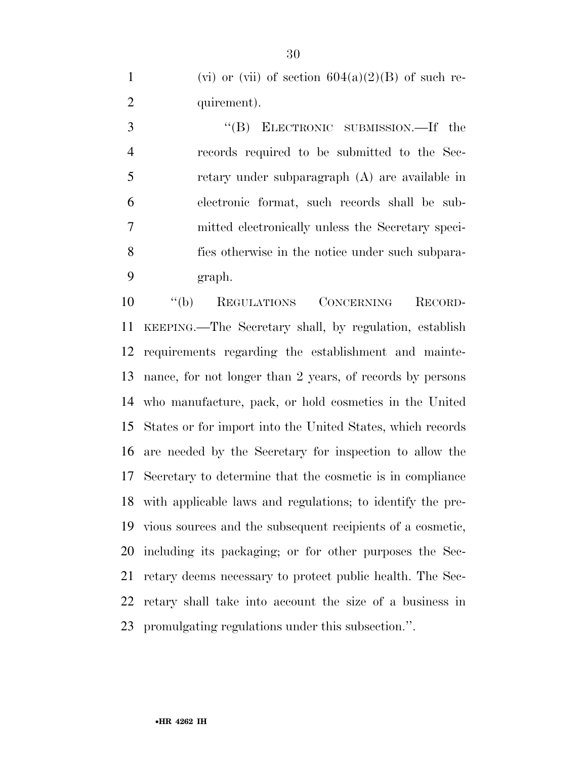(vi) or (vii) of section 604(a)(2)(B) of such requirement).

"(B) ELECTRONIC SUBMISSION.—If the records required to be submitted to the Secretary under subparagraph (A) are available in electronic format, such records shall be submitted electronically unless the Secretary specifies otherwise in the notice under such subparagraph.

"(b) REGULATIONS CONCERNING RECORDKEEPING.—The Secretary shall, by regulation, establish requirements regarding the establishment and maintenance, for not longer than 2 years, of records by persons who manufacture, pack, or hold cosmetics in the United States or for import into the United States, which records are needed by the Secretary for inspection to allow the Secretary to determine that the cosmetic is in compliance with applicable laws and regulations; to identify the previous sources and the subsequent recipients of a cosmetic, including its packaging; or for other purposes the Secretary deems necessary to protect public health. The Secretary shall take into account the size of a business in promulgating regulations under this subsection.".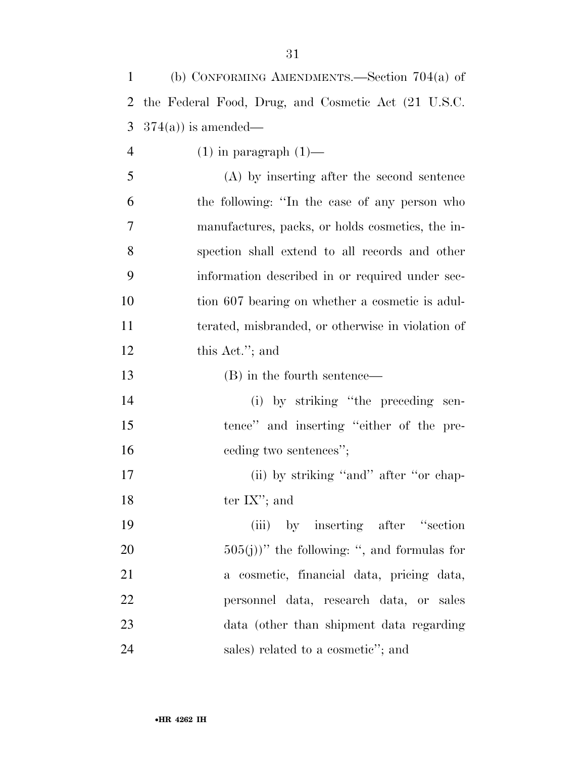(b) CONFORMING AMENDMENTS.—Section 704(a) of the Federal Food, Drug, and Cosmetic Act (21 U.S.C. 374(a)) is amended—

(1) in paragraph (1)—

(A) by inserting after the second sentence the following: ''In the case of any person who manufactures, packs, or holds cosmetics, the inspection shall extend to all records and other information described in or required under section 607 bearing on whether a cosmetic is adulterated, misbranded, or otherwise in violation of this Act.''; and

(B) in the fourth sentence—

(i) by striking ''the preceding sentence'' and inserting ''either of the preceding two sentences'';

(ii) by striking ''and'' after ''or chapter IX''; and

(iii) by inserting after ''section 505(j))'' the following: '', and formulas for a cosmetic, financial data, pricing data, personnel data, research data, or sales data (other than shipment data regarding sales) related to a cosmetic''; and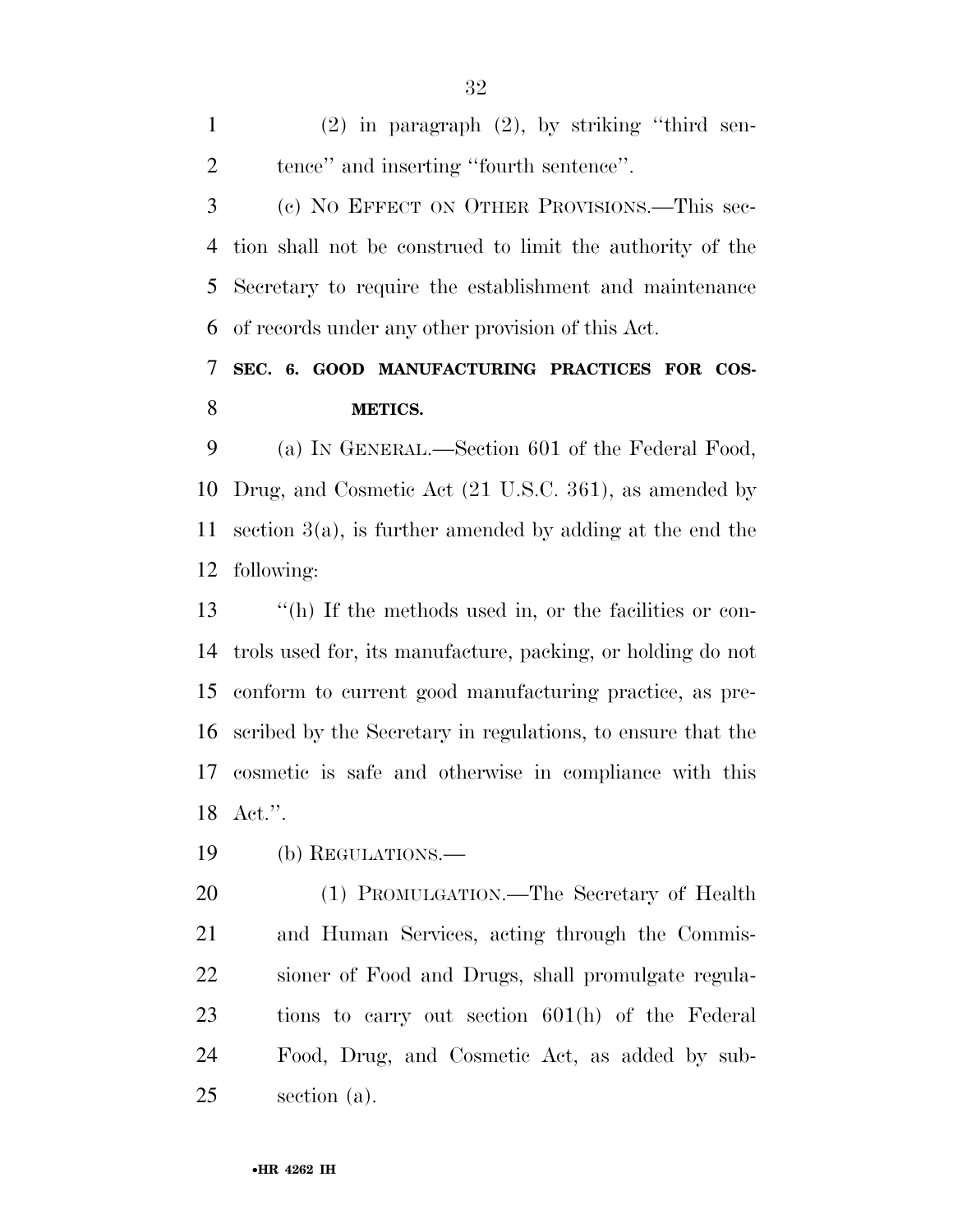(2) in paragraph (2), by striking "third sentence" and inserting "fourth sentence".

(c) NO EFFECT ON OTHER PROVISIONS.—This section shall not be construed to limit the authority of the Secretary to require the establishment and maintenance of records under any other provision of this Act.

## SEC. 6. GOOD MANUFACTURING PRACTICES FOR COSMETICS.

(a) IN GENERAL.—Section 601 of the Federal Food, Drug, and Cosmetic Act (21 U.S.C. 361), as amended by section 3(a), is further amended by adding at the end the following:

"(h) If the methods used in, or the facilities or controls used for, its manufacture, packing, or holding do not conform to current good manufacturing practice, as prescribed by the Secretary in regulations, to ensure that the cosmetic is safe and otherwise in compliance with this Act.".

(b) REGULATIONS.—

(1) PROMULGATION.—The Secretary of Health and Human Services, acting through the Commissioner of Food and Drugs, shall promulgate regulations to carry out section 601(h) of the Federal Food, Drug, and Cosmetic Act, as added by subsection (a).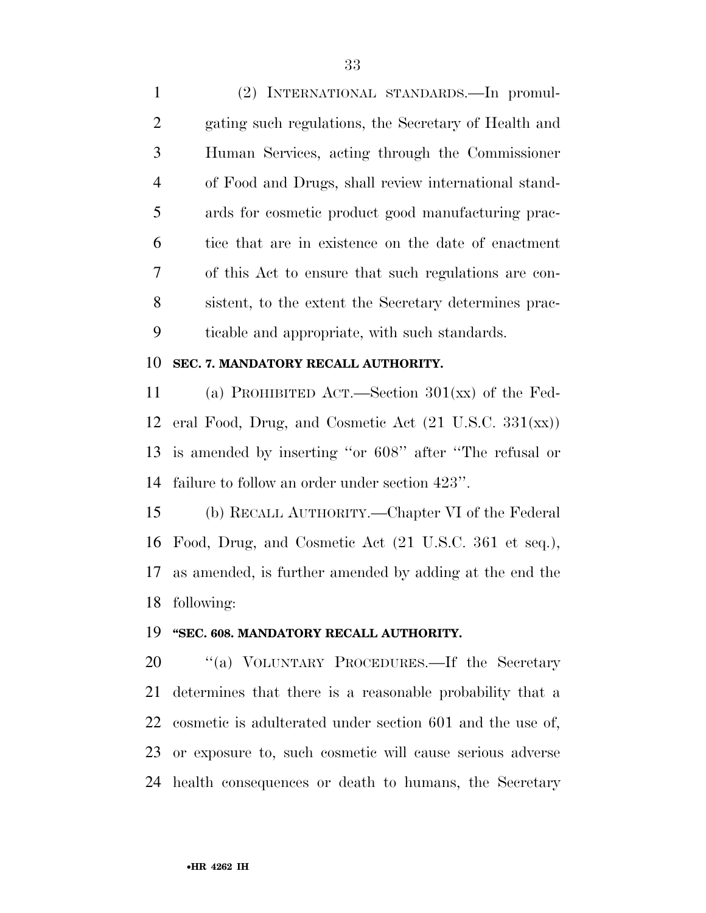(2) INTERNATIONAL STANDARDS.—In promulgating such regulations, the Secretary of Health and Human Services, acting through the Commissioner of Food and Drugs, shall review international standards for cosmetic product good manufacturing practice that are in existence on the date of enactment of this Act to ensure that such regulations are consistent, to the extent the Secretary determines practicable and appropriate, with such standards.

**SEC. 7. MANDATORY RECALL AUTHORITY.**

(a) PROHIBITED ACT.—Section 301(xx) of the Federal Food, Drug, and Cosmetic Act (21 U.S.C. 331(xx)) is amended by inserting ''or 608'' after ''The refusal or failure to follow an order under section 423''.

(b) RECALL AUTHORITY.—Chapter VI of the Federal Food, Drug, and Cosmetic Act (21 U.S.C. 361 et seq.), as amended, is further amended by adding at the end the following:

**''SEC. 608. MANDATORY RECALL AUTHORITY.**

''(a) VOLUNTARY PROCEDURES.—If the Secretary determines that there is a reasonable probability that a cosmetic is adulterated under section 601 and the use of, or exposure to, such cosmetic will cause serious adverse health consequences or death to humans, the Secretary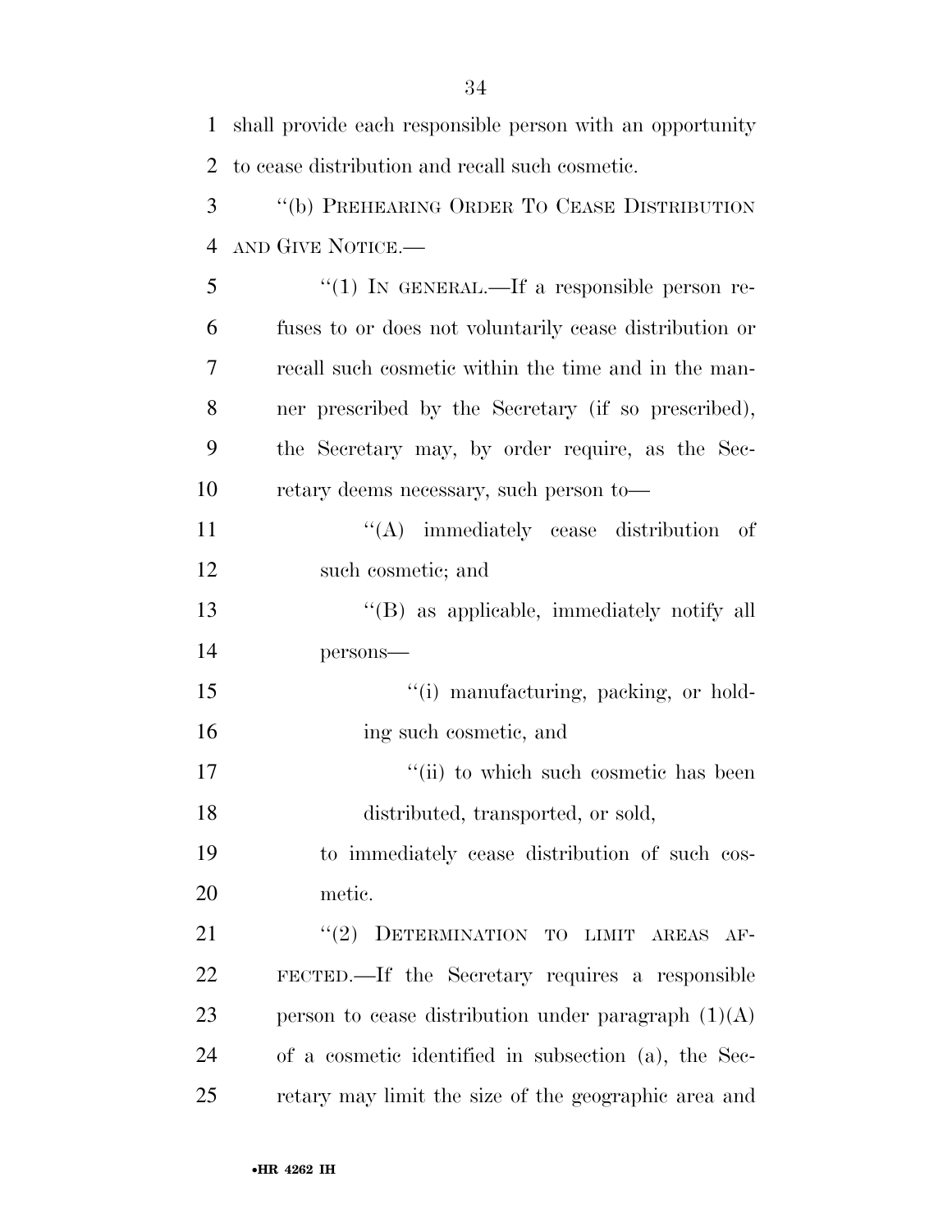shall provide each responsible person with an opportunity to cease distribution and recall such cosmetic.

"(b) PREHEARING ORDER TO CEASE DISTRIBUTION AND GIVE NOTICE.—

"(1) IN GENERAL.—If a responsible person refuses to or does not voluntarily cease distribution or recall such cosmetic within the time and in the manner prescribed by the Secretary (if so prescribed), the Secretary may, by order require, as the Secretary deems necessary, such person to—

"(A) immediately cease distribution of such cosmetic; and

"(B) as applicable, immediately notify all persons—

"(i) manufacturing, packing, or holding such cosmetic, and

"(ii) to which such cosmetic has been distributed, transported, or sold,

to immediately cease distribution of such cosmetic.

"(2) DETERMINATION TO LIMIT AREAS AFFECTED.—If the Secretary requires a responsible person to cease distribution under paragraph (1)(A) of a cosmetic identified in subsection (a), the Secretary may limit the size of the geographic area and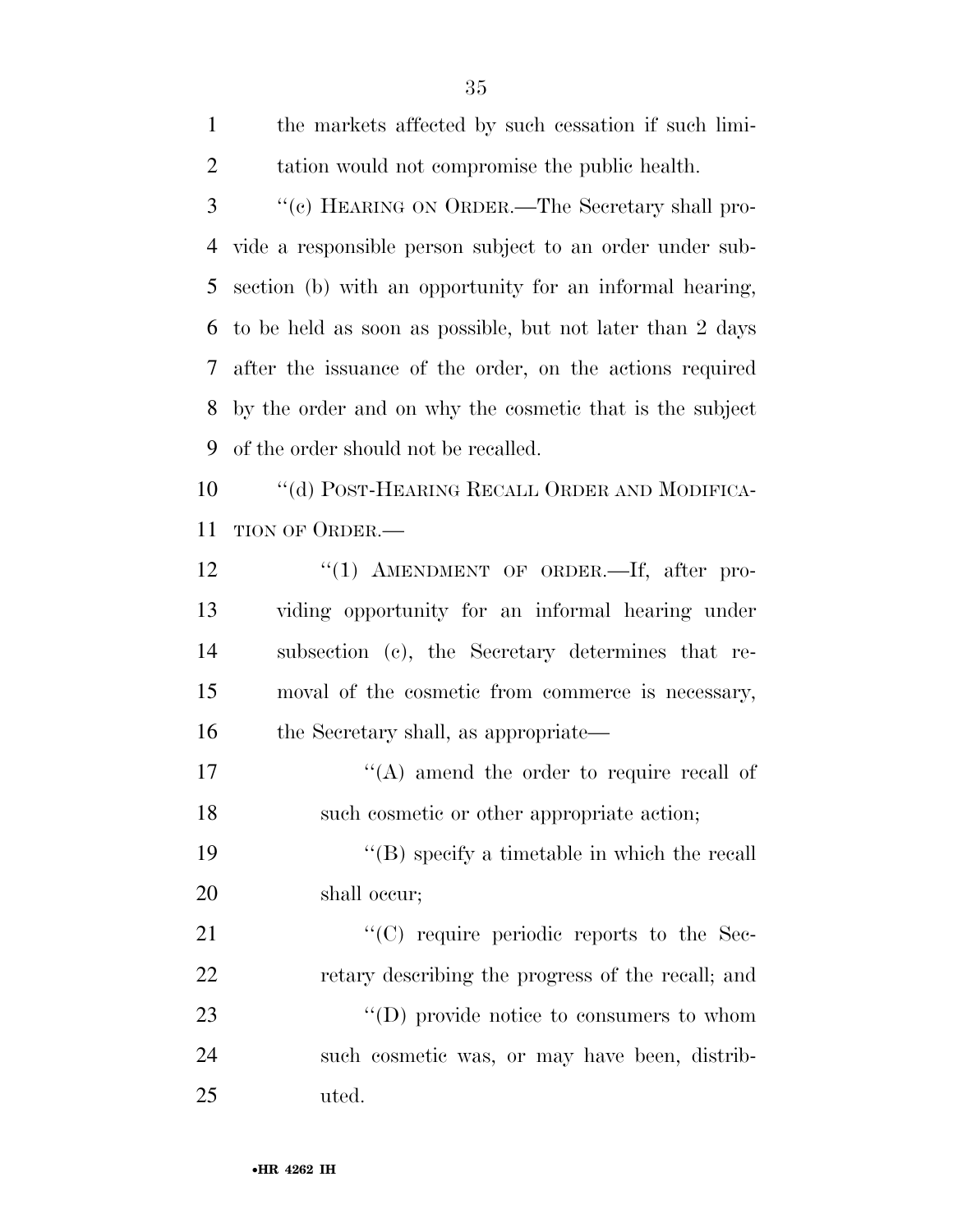the markets affected by such cessation if such limitation would not compromise the public health.

''(c) HEARING ON ORDER.—The Secretary shall provide a responsible person subject to an order under subsection (b) with an opportunity for an informal hearing, to be held as soon as possible, but not later than 2 days after the issuance of the order, on the actions required by the order and on why the cosmetic that is the subject of the order should not be recalled.

''(d) POST-HEARING RECALL ORDER AND MODIFICATION OF ORDER.—

''(1) AMENDMENT OF ORDER.—If, after providing opportunity for an informal hearing under subsection (c), the Secretary determines that removal of the cosmetic from commerce is necessary, the Secretary shall, as appropriate—

''(A) amend the order to require recall of such cosmetic or other appropriate action;

''(B) specify a timetable in which the recall shall occur;

''(C) require periodic reports to the Secretary describing the progress of the recall; and

''(D) provide notice to consumers to whom such cosmetic was, or may have been, distributed.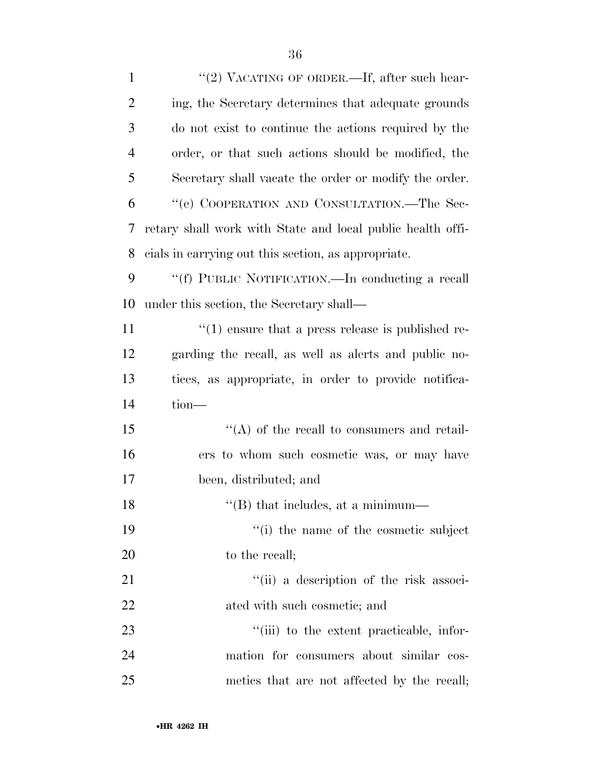"(2) VACATING OF ORDER.—If, after such hearing, the Secretary determines that adequate grounds do not exist to continue the actions required by the order, or that such actions should be modified, the Secretary shall vacate the order or modify the order.

"(e) COOPERATION AND CONSULTATION.—The Secretary shall work with State and local public health officials in carrying out this section, as appropriate.

"(f) PUBLIC NOTIFICATION.—In conducting a recall under this section, the Secretary shall—

"(1) ensure that a press release is published regarding the recall, as well as alerts and public notices, as appropriate, in order to provide notification—

"(A) of the recall to consumers and retailers to whom such cosmetic was, or may have been, distributed; and

"(B) that includes, at a minimum—

"(i) the name of the cosmetic subject to the recall;

"(ii) a description of the risk associated with such cosmetic; and

"(iii) to the extent practicable, information for consumers about similar cosmetics that are not affected by the recall;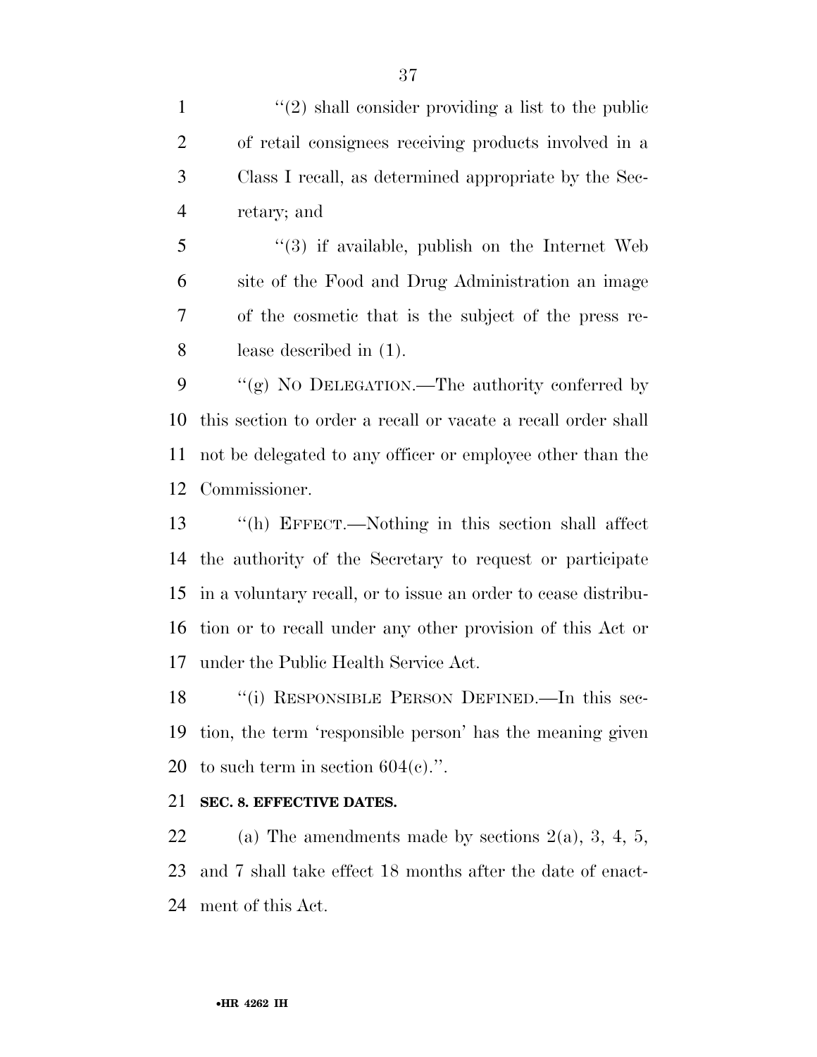''(2) shall consider providing a list to the public of retail consignees receiving products involved in a Class I recall, as determined appropriate by the Secretary; and

''(3) if available, publish on the Internet Web site of the Food and Drug Administration an image of the cosmetic that is the subject of the press release described in (1).

''(g) NO DELEGATION.—The authority conferred by this section to order a recall or vacate a recall order shall not be delegated to any officer or employee other than the Commissioner.

''(h) EFFECT.—Nothing in this section shall affect the authority of the Secretary to request or participate in a voluntary recall, or to issue an order to cease distribution or to recall under any other provision of this Act or under the Public Health Service Act.

''(i) RESPONSIBLE PERSON DEFINED.—In this section, the term 'responsible person' has the meaning given to such term in section 604(c).''.

**SEC. 8. EFFECTIVE DATES.**

(a) The amendments made by sections 2(a), 3, 4, 5, and 7 shall take effect 18 months after the date of enactment of this Act.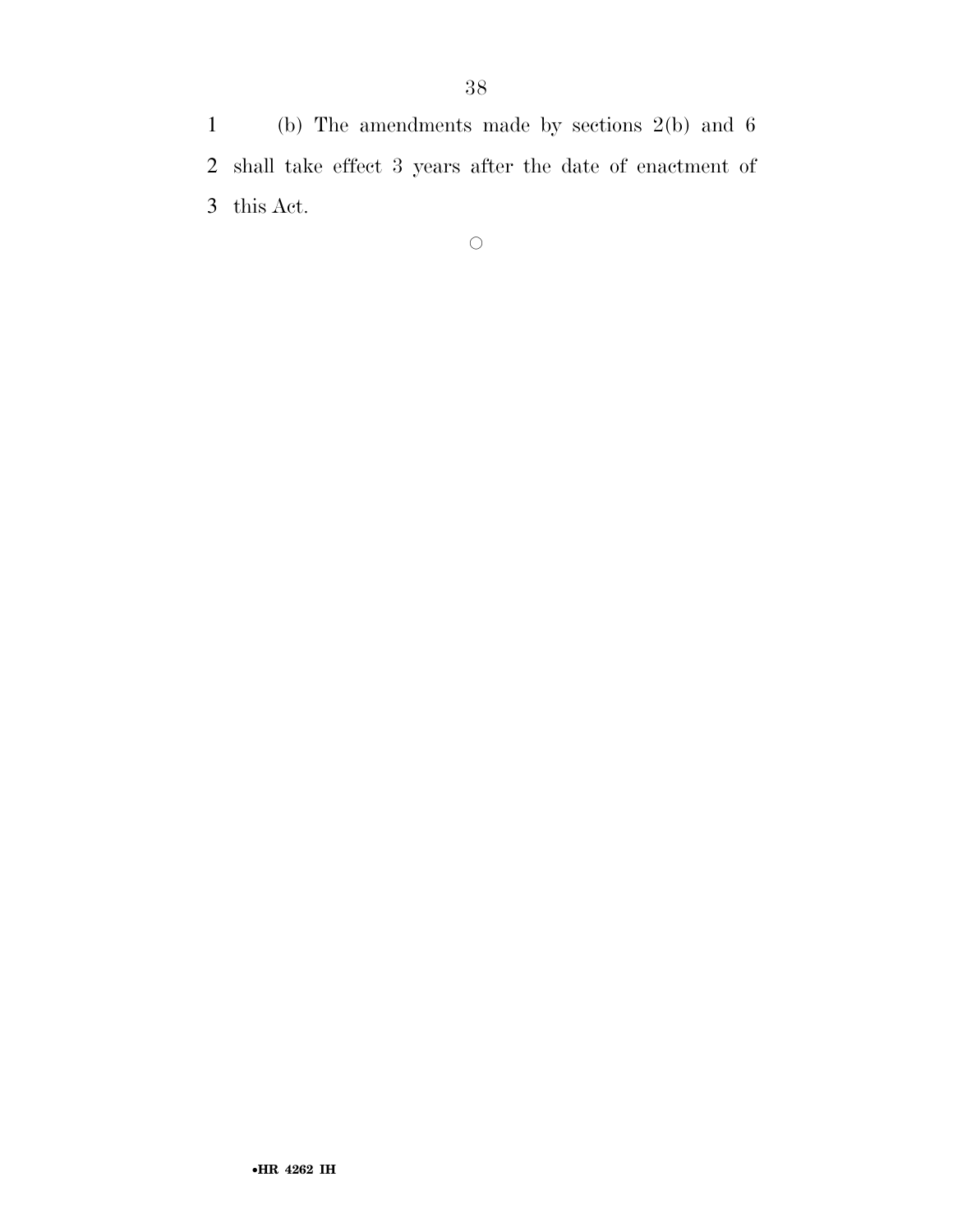(b) The amendments made by sections 2(b) and 6 shall take effect 3 years after the date of enactment of this Act.

○